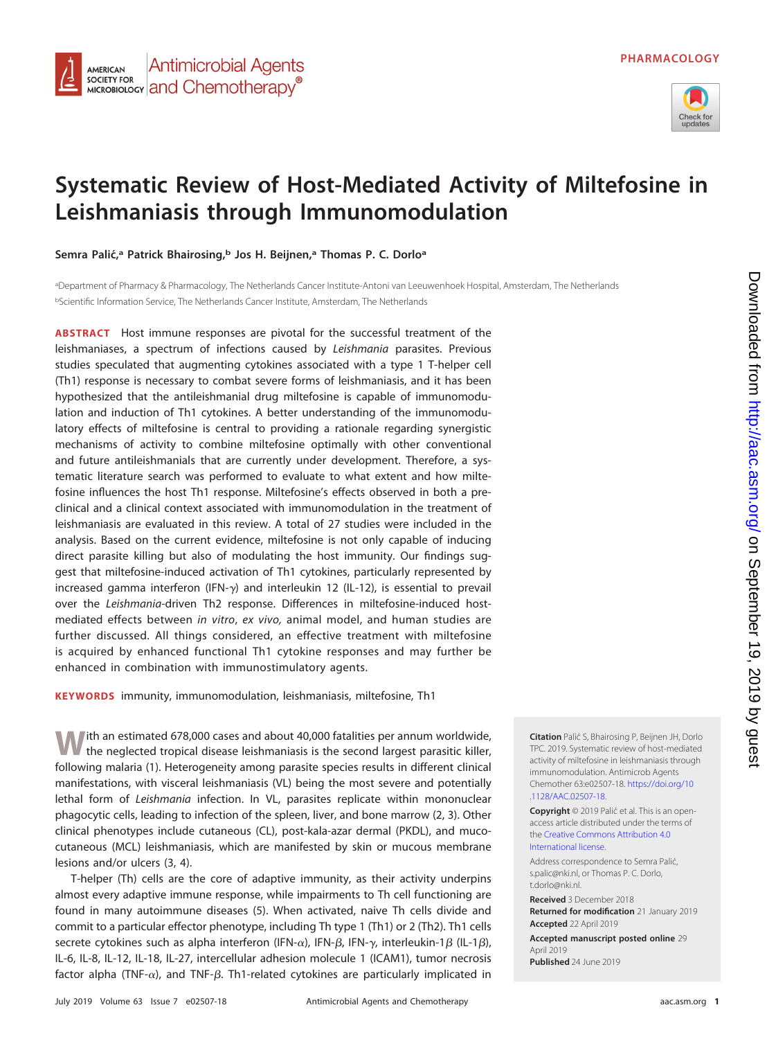PHARMACOLOGY

# Systematic Review of Host-Mediated Activity of Miltefosine in Leishmaniasis through Immunomodulation

**Semra Palić,[a] Patrick Bhairosing,[b] Jos H. Beijnen,[a] Thomas P. C. Dorlo[a]**

[a]Department of Pharmacy & Pharmacology, The Netherlands Cancer Institute-Antoni van Leeuwenhoek Hospital, Amsterdam, The Netherlands
[b]Scientific Information Service, The Netherlands Cancer Institute, Amsterdam, The Netherlands

**ABSTRACT** Host immune responses are pivotal for the successful treatment of the leishmaniases, a spectrum of infections caused by *Leishmania* parasites. Previous studies speculated that augmenting cytokines associated with a type 1 T-helper cell (Th1) response is necessary to combat severe forms of leishmaniasis, and it has been hypothesized that the antileishmanial drug miltefosine is capable of immunomodulation and induction of Th1 cytokines. A better understanding of the immunomodulatory effects of miltefosine is central to providing a rationale regarding synergistic mechanisms of activity to combine miltefosine optimally with other conventional and future antileishmanials that are currently under development. Therefore, a systematic literature search was performed to evaluate to what extent and how miltefosine influences the host Th1 response. Miltefosine's effects observed in both a preclinical and a clinical context associated with immunomodulation in the treatment of leishmaniasis are evaluated in this review. A total of 27 studies were included in the analysis. Based on the current evidence, miltefosine is not only capable of inducing direct parasite killing but also of modulating the host immunity. Our findings suggest that miltefosine-induced activation of Th1 cytokines, particularly represented by increased gamma interferon (IFN-γ) and interleukin 12 (IL-12), is essential to prevail over the *Leishmania*-driven Th2 response. Differences in miltefosine-induced host-mediated effects between *in vitro*, *ex vivo*, animal model, and human studies are further discussed. All things considered, an effective treatment with miltefosine is acquired by enhanced functional Th1 cytokine responses and may further be enhanced in combination with immunostimulatory agents.

**KEYWORDS** immunity, immunomodulation, leishmaniasis, miltefosine, Th1

With an estimated 678,000 cases and about 40,000 fatalities per annum worldwide, the neglected tropical disease leishmaniasis is the second largest parasitic killer, following malaria (1). Heterogeneity among parasite species results in different clinical manifestations, with visceral leishmaniasis (VL) being the most severe and potentially lethal form of *Leishmania* infection. In VL, parasites replicate within mononuclear phagocytic cells, leading to infection of the spleen, liver, and bone marrow (2, 3). Other clinical phenotypes include cutaneous (CL), post-kala-azar dermal (PKDL), and mucocutaneous (MCL) leishmaniasis, which are manifested by skin or mucous membrane lesions and/or ulcers (3, 4).

T-helper (Th) cells are the core of adaptive immunity, as their activity underpins almost every adaptive immune response, while impairments to Th cell functioning are found in many autoimmune diseases (5). When activated, naive Th cells divide and commit to a particular effector phenotype, including Th type 1 (Th1) or 2 (Th2). Th1 cells secrete cytokines such as alpha interferon (IFN-α), IFN-β, IFN-γ, interleukin-1β (IL-1β), IL-6, IL-8, IL-12, IL-18, IL-27, intercellular adhesion molecule 1 (ICAM1), tumor necrosis factor alpha (TNF-α), and TNF-β. Th1-related cytokines are particularly implicated in

**Citation** Palić S, Bhairosing P, Beijnen JH, Dorlo TPC. 2019. Systematic review of host-mediated activity of miltefosine in leishmaniasis through immunomodulation. Antimicrob Agents Chemother 63:e02507-18. https://doi.org/10.1128/AAC.02507-18.

**Copyright** © 2019 Palić et al. This is an open-access article distributed under the terms of the Creative Commons Attribution 4.0 International license.

Address correspondence to Semra Palić, s.palic@nki.nl, or Thomas P. C. Dorlo, t.dorlo@nki.nl.

**Received** 3 December 2018
**Returned for modification** 21 January 2019
**Accepted** 22 April 2019
**Accepted manuscript posted online** 29 April 2019
**Published** 24 June 2019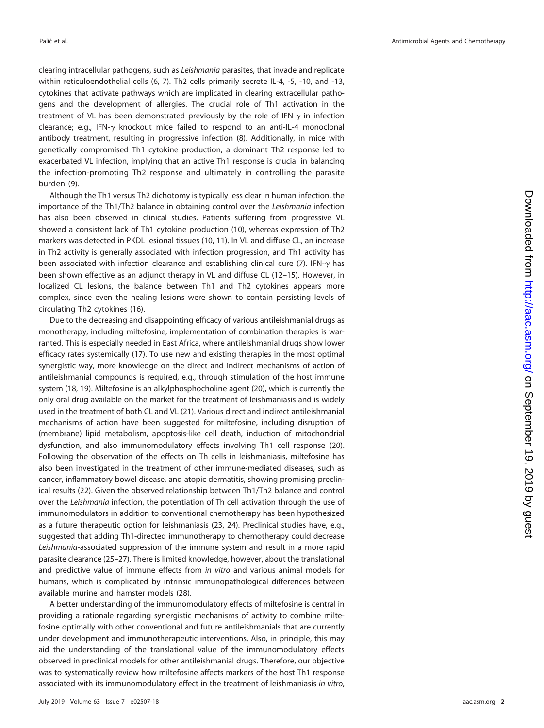clearing intracellular pathogens, such as *Leishmania* parasites, that invade and replicate within reticuloendothelial cells (6, 7). Th2 cells primarily secrete IL-4, -5, -10, and -13, cytokines that activate pathways which are implicated in clearing extracellular pathogens and the development of allergies. The crucial role of Th1 activation in the treatment of VL has been demonstrated previously by the role of IFN-$\gamma$ in infection clearance; e.g., IFN-$\gamma$ knockout mice failed to respond to an anti-IL-4 monoclonal antibody treatment, resulting in progressive infection (8). Additionally, in mice with genetically compromised Th1 cytokine production, a dominant Th2 response led to exacerbated VL infection, implying that an active Th1 response is crucial in balancing the infection-promoting Th2 response and ultimately in controlling the parasite burden (9).

Although the Th1 versus Th2 dichotomy is typically less clear in human infection, the importance of the Th1/Th2 balance in obtaining control over the *Leishmania* infection has also been observed in clinical studies. Patients suffering from progressive VL showed a consistent lack of Th1 cytokine production (10), whereas expression of Th2 markers was detected in PKDL lesional tissues (10, 11). In VL and diffuse CL, an increase in Th2 activity is generally associated with infection progression, and Th1 activity has been associated with infection clearance and establishing clinical cure (7). IFN-$\gamma$ has been shown effective as an adjunct therapy in VL and diffuse CL (12–15). However, in localized CL lesions, the balance between Th1 and Th2 cytokines appears more complex, since even the healing lesions were shown to contain persisting levels of circulating Th2 cytokines (16).

Due to the decreasing and disappointing efficacy of various antileishmanial drugs as monotherapy, including miltefosine, implementation of combination therapies is warranted. This is especially needed in East Africa, where antileishmanial drugs show lower efficacy rates systemically (17). To use new and existing therapies in the most optimal synergistic way, more knowledge on the direct and indirect mechanisms of action of antileishmanial compounds is required, e.g., through stimulation of the host immune system (18, 19). Miltefosine is an alkylphosphocholine agent (20), which is currently the only oral drug available on the market for the treatment of leishmaniasis and is widely used in the treatment of both CL and VL (21). Various direct and indirect antileishmanial mechanisms of action have been suggested for miltefosine, including disruption of (membrane) lipid metabolism, apoptosis-like cell death, induction of mitochondrial dysfunction, and also immunomodulatory effects involving Th1 cell response (20). Following the observation of the effects on Th cells in leishmaniasis, miltefosine has also been investigated in the treatment of other immune-mediated diseases, such as cancer, inflammatory bowel disease, and atopic dermatitis, showing promising preclinical results (22). Given the observed relationship between Th1/Th2 balance and control over the *Leishmania* infection, the potentiation of Th cell activation through the use of immunomodulators in addition to conventional chemotherapy has been hypothesized as a future therapeutic option for leishmaniases (23, 24). Preclinical studies have, e.g., suggested that adding Th1-directed immunotherapy to chemotherapy could decrease *Leishmania*-associated suppression of the immune system and result in a more rapid parasite clearance (25–27). There is limited knowledge, however, about the translational and predictive value of immune effects from *in vitro* and various animal models for humans, which is complicated by intrinsic immunopathological differences between available murine and hamster models (28).

A better understanding of the immunomodulatory effects of miltefosine is central in providing a rationale regarding synergistic mechanisms of activity to combine miltefosine optimally with other conventional and future antileishmanials that are currently under development and immunotherapeutic interventions. Also, in principle, this may aid the understanding of the translational value of the immunomodulatory effects observed in preclinical models for other antileishmanial drugs. Therefore, our objective was to systematically review how miltefosine affects markers of the host Th1 response associated with its immunomodulatory effect in the treatment of leishmaniasis *in vitro*,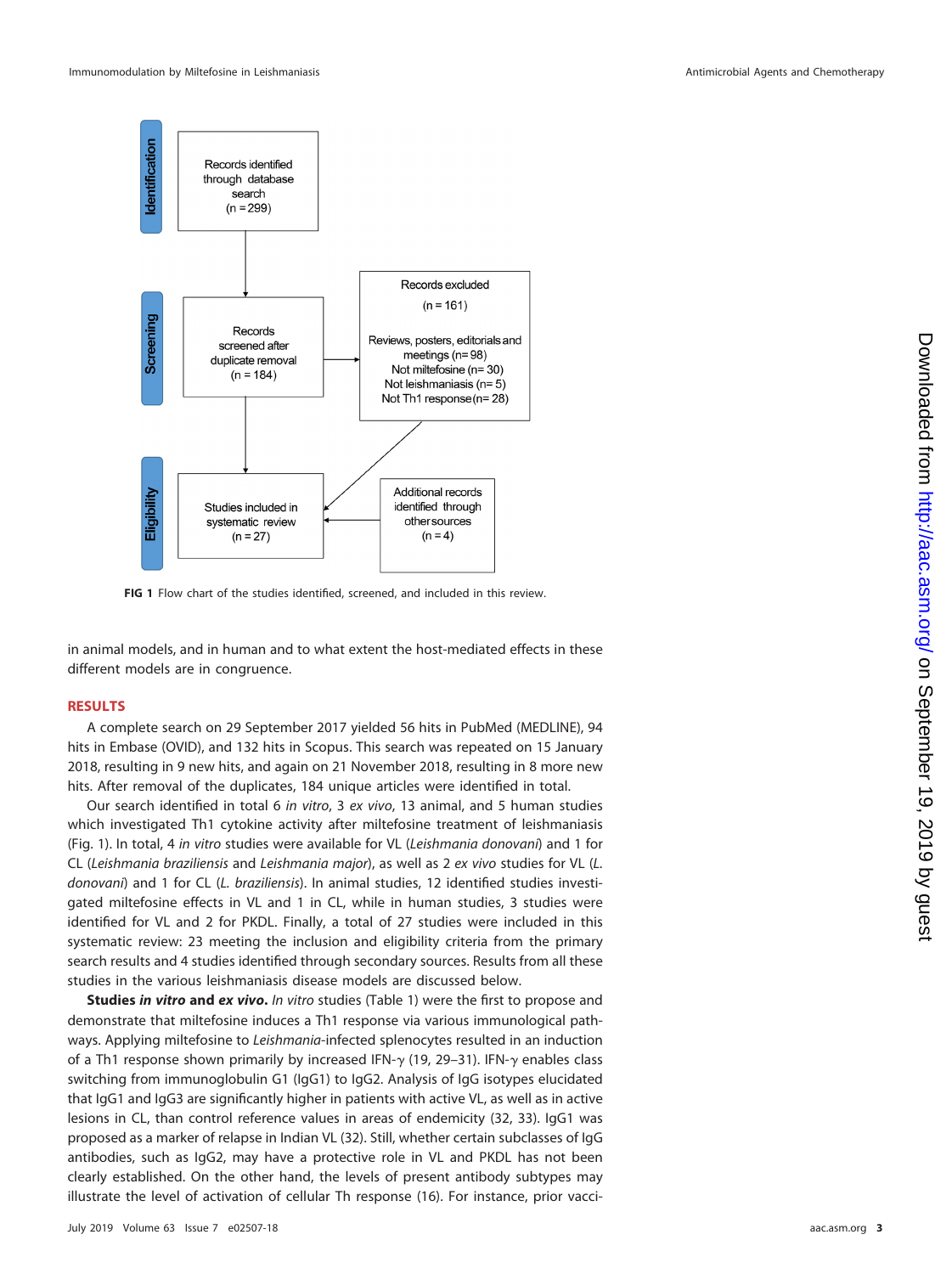Records identified through database search (n = 299)

Records screened after duplicate removal (n = 184)

Records excluded (n = 161)

Reviews, posters, editorials and meetings (n= 98)
Not miltefosine (n= 30)
Not leishmaniasis (n= 5)
Not Th1 response (n= 28)

Studies included in systematic review (n = 27)

Additional records identified through other sources (n = 4)

Identification | Screening | Eligibility

**FIG 1** Flow chart of the studies identified, screened, and included in this review.

in animal models, and in human and to what extent the host-mediated effects in these different models are in congruence.

## RESULTS

A complete search on 29 September 2017 yielded 56 hits in PubMed (MEDLINE), 94 hits in Embase (OVID), and 132 hits in Scopus. This search was repeated on 15 January 2018, resulting in 9 new hits, and again on 21 November 2018, resulting in 8 more new hits. After removal of the duplicates, 184 unique articles were identified in total.

Our search identified in total 6 *in vitro*, 3 *ex vivo*, 13 animal, and 5 human studies which investigated Th1 cytokine activity after miltefosine treatment of leishmaniasis (Fig. 1). In total, 4 *in vitro* studies were available for VL (*Leishmania donovani*) and 1 for CL (*Leishmania braziliensis* and *Leishmania major*), as well as 2 *ex vivo* studies for VL (*L. donovani*) and 1 for CL (*L. braziliensis*). In animal studies, 12 identified studies investigated miltefosine effects in VL and 1 in CL, while in human studies, 3 studies were identified for VL and 2 for PKDL. Finally, a total of 27 studies were included in this systematic review: 23 meeting the inclusion and eligibility criteria from the primary search results and 4 studies identified through secondary sources. Results from all these studies in the various leishmaniasis disease models are discussed below.

**Studies *in vitro* and *ex vivo*.** *In vitro* studies (Table 1) were the first to propose and demonstrate that miltefosine induces a Th1 response via various immunological pathways. Applying miltefosine to *Leishmania*-infected splenocytes resulted in an induction of a Th1 response shown primarily by increased IFN-γ (19, 29–31). IFN-γ enables class switching from immunoglobulin G1 (IgG1) to IgG2. Analysis of IgG isotypes elucidated that IgG1 and IgG3 are significantly higher in patients with active VL, as well as in active lesions in CL, than control reference values in areas of endemicity (32, 33). IgG1 was proposed as a marker of relapse in Indian VL (32). Still, whether certain subclasses of IgG antibodies, such as IgG2, may have a protective role in VL and PKDL has not been clearly established. On the other hand, the levels of present antibody subtypes may illustrate the level of activation of cellular Th response (16). For instance, prior vacci-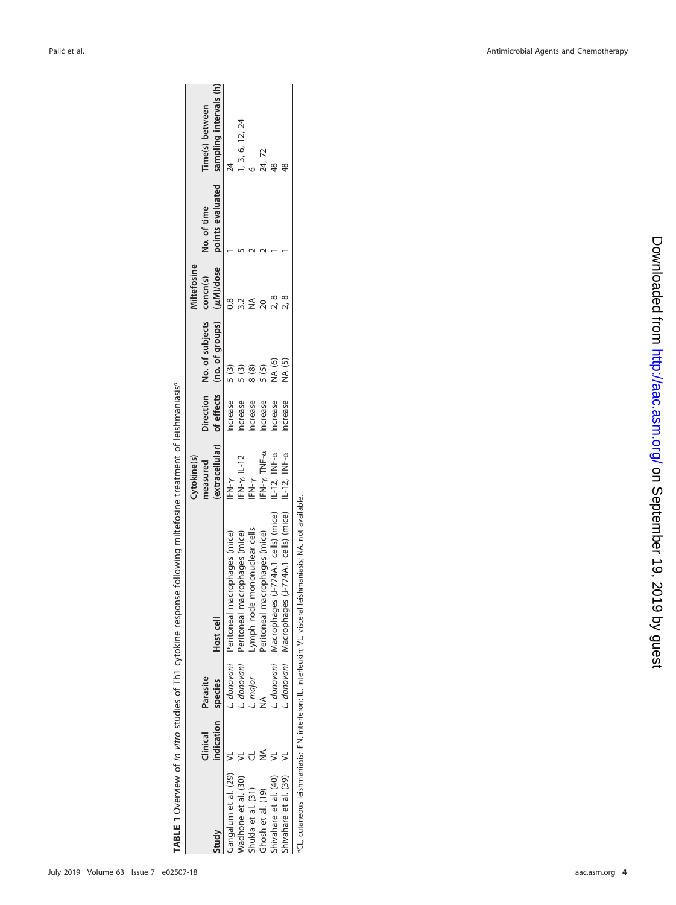**TABLE 1** Overview of *in vitro* studies of Th1 cytokine response following miltefosine treatment of leishmaniasis[a]

| Study | Clinical indication | Parasite species | Host cell | Cytokine(s) measured (extracellular) | Direction of effects | No. of subjects (no. of groups) | Miltefosine concn(s) (μM)/dose | No. of time points evaluated | Time(s) between sampling intervals (h) |
|---|---|---|---|---|---|---|---|---|---|
| Gangalum et al. (29) | VL | *L. donovani* | Peritoneal macrophages (mice) | IFN-γ | Increase | 5 (3) | 0.8 | 1 | 24 |
| Wadhone et al. (30) | VL | *L. donovani* | Peritoneal macrophages (mice) | IFN-γ, IL-12 | Increase | 5 (3) | 3.2 | 5 | 1, 3, 6, 12, 24 |
| Shukla et al. (31) | CL | *L. major* | Lymph node mononuclear cells | IFN-γ | Increase | 8 (8) | NA | 2 | 6 |
| Ghosh et al. (19) | NA | NA | Peritoneal macrophages (mice) | IFN-γ, TNF-α | Increase | 5 (5) | 20 | 2 | 24, 72 |
| Shivahare et al. (40) | VL | *L. donovani* | Macrophages (J-774A.1 cells) (mice) | IL-12, TNF-α | Increase | NA (6) | 2, 8 | 1 | 48 |
| Shivahare et al. (39) | VL | *L. donovani* | Macrophages (J-774A.1 cells) (mice) | IL-12, TNF-α | Increase | NA (5) | 2, 8 | 1 | 48 |

[a] CL, cutaneous leishmaniasis; IFN, interferon; IL, interleukin; VL, visceral leishmaniasis; NA, not available.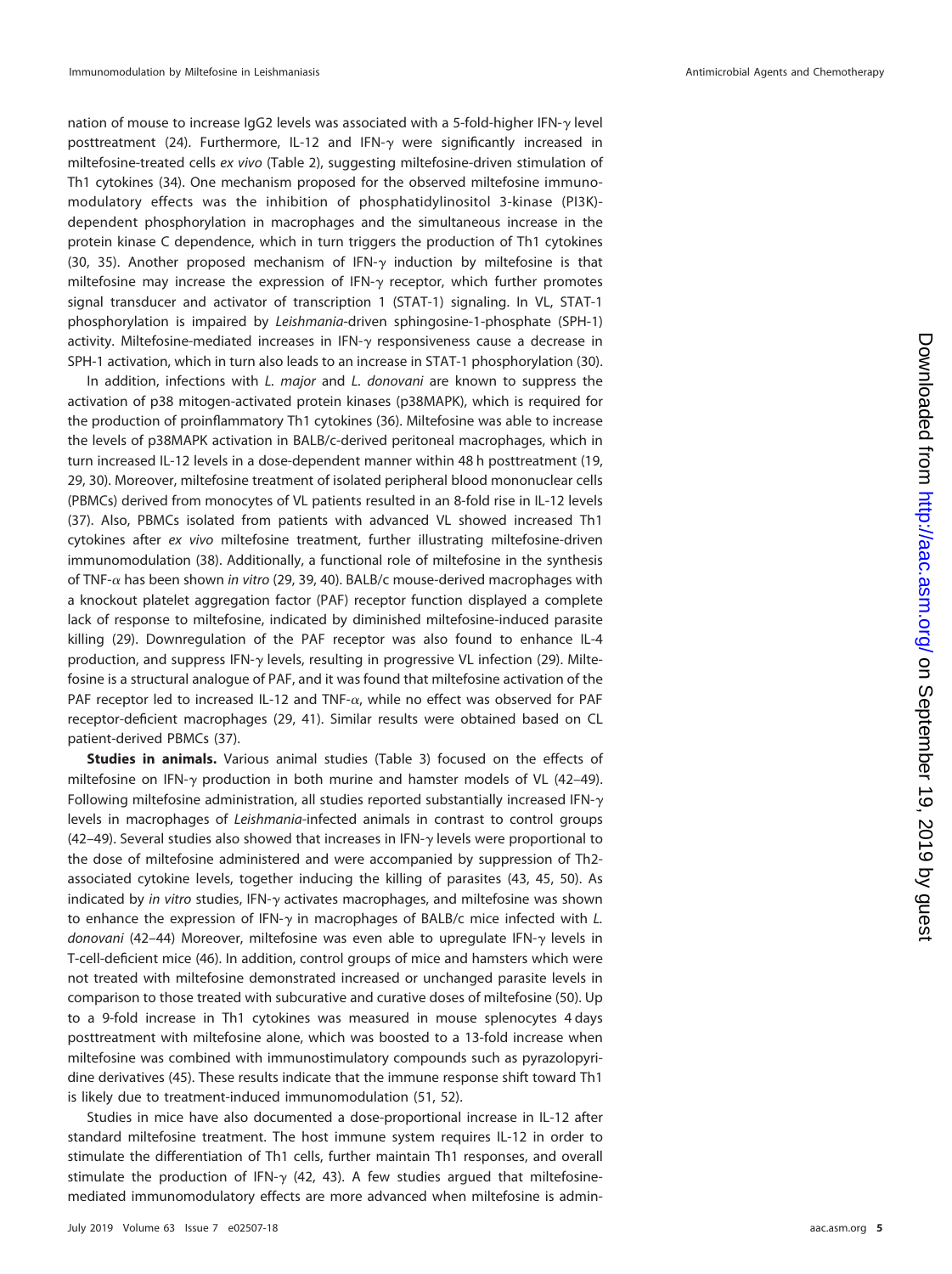nation of mouse to increase IgG2 levels was associated with a 5-fold-higher IFN-γ level posttreatment (24). Furthermore, IL-12 and IFN-γ were significantly increased in miltefosine-treated cells *ex vivo* (Table 2), suggesting miltefosine-driven stimulation of Th1 cytokines (34). One mechanism proposed for the observed miltefosine immunomodulatory effects was the inhibition of phosphatidylinositol 3-kinase (PI3K)-dependent phosphorylation in macrophages and the simultaneous increase in the protein kinase C dependence, which in turn triggers the production of Th1 cytokines (30, 35). Another proposed mechanism of IFN-γ induction by miltefosine is that miltefosine may increase the expression of IFN-γ receptor, which further promotes signal transducer and activator of transcription 1 (STAT-1) signaling. In VL, STAT-1 phosphorylation is impaired by *Leishmania*-driven sphingosine-1-phosphate (SPH-1) activity. Miltefosine-mediated increases in IFN-γ responsiveness cause a decrease in SPH-1 activation, which in turn also leads to an increase in STAT-1 phosphorylation (30).

In addition, infections with *L. major* and *L. donovani* are known to suppress the activation of p38 mitogen-activated protein kinases (p38MAPK), which is required for the production of proinflammatory Th1 cytokines (36). Miltefosine was able to increase the levels of p38MAPK activation in BALB/c-derived peritoneal macrophages, which in turn increased IL-12 levels in a dose-dependent manner within 48 h posttreatment (19, 29, 30). Moreover, miltefosine treatment of isolated peripheral blood mononuclear cells (PBMCs) derived from monocytes of VL patients resulted in an 8-fold rise in IL-12 levels (37). Also, PBMCs isolated from patients with advanced VL showed increased Th1 cytokines after *ex vivo* miltefosine treatment, further illustrating miltefosine-driven immunomodulation (38). Additionally, a functional role of miltefosine in the synthesis of TNF-α has been shown *in vitro* (29, 39, 40). BALB/c mouse-derived macrophages with a knockout platelet aggregation factor (PAF) receptor function displayed a complete lack of response to miltefosine, indicated by diminished miltefosine-induced parasite killing (29). Downregulation of the PAF receptor was also found to enhance IL-4 production, and suppress IFN-γ levels, resulting in progressive VL infection (29). Miltefosine is a structural analogue of PAF, and it was found that miltefosine activation of the PAF receptor led to increased IL-12 and TNF-α, while no effect was observed for PAF receptor-deficient macrophages (29, 41). Similar results were obtained based on CL patient-derived PBMCs (37).

**Studies in animals.** Various animal studies (Table 3) focused on the effects of miltefosine on IFN-γ production in both murine and hamster models of VL (42–49). Following miltefosine administration, all studies reported substantially increased IFN-γ levels in macrophages of *Leishmania*-infected animals in contrast to control groups (42–49). Several studies also showed that increases in IFN-γ levels were proportional to the dose of miltefosine administered and were accompanied by suppression of Th2-associated cytokine levels, together inducing the killing of parasites (43, 45, 50). As indicated by *in vitro* studies, IFN-γ activates macrophages, and miltefosine was shown to enhance the expression of IFN-γ in macrophages of BALB/c mice infected with *L. donovani* (42–44) Moreover, miltefosine was even able to upregulate IFN-γ levels in T-cell-deficient mice (46). In addition, control groups of mice and hamsters which were not treated with miltefosine demonstrated increased or unchanged parasite levels in comparison to those treated with subcurative and curative doses of miltefosine (50). Up to a 9-fold increase in Th1 cytokines was measured in mouse splenocytes 4 days posttreatment with miltefosine alone, which was boosted to a 13-fold increase when miltefosine was combined with immunostimulatory compounds such as pyrazolopyridine derivatives (45). These results indicate that the immune response shift toward Th1 is likely due to treatment-induced immunomodulation (51, 52).

Studies in mice have also documented a dose-proportional increase in IL-12 after standard miltefosine treatment. The host immune system requires IL-12 in order to stimulate the differentiation of Th1 cells, further maintain Th1 responses, and overall stimulate the production of IFN-γ (42, 43). A few studies argued that miltefosine-mediated immunomodulatory effects are more advanced when miltefosine is admin-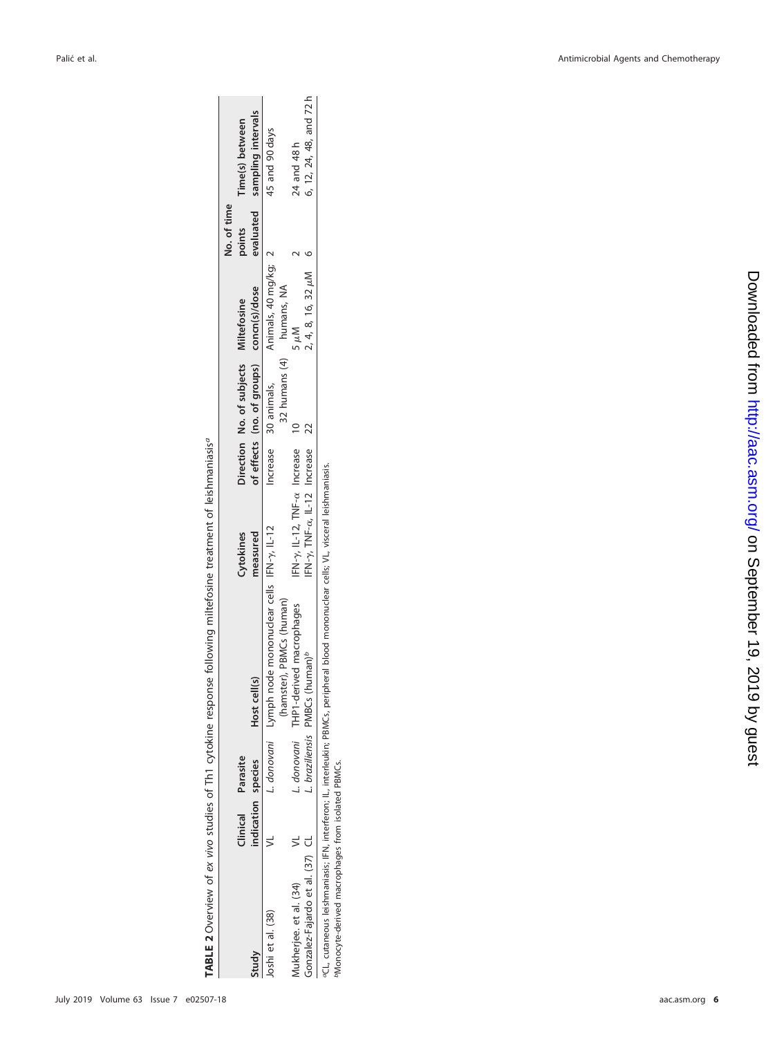**TABLE 2** Overview of *ex vivo* studies of Th1 cytokine response following miltefosine treatment of leishmaniasis[a]

| Study | Clinical indication | Parasite species | Host cell(s) | Cytokines measured | Direction of effects | No. of subjects (no. of groups) | Miltefosine concn(s)/dose | No. of time points evaluated | Time(s) between sampling intervals |
|---|---|---|---|---|---|---|---|---|---|
| Joshi et al. (38) | VL | *L. donovani* | Lymph node mononuclear cells (hamster), PBMCs (human) | IFN-γ, IL-12 | Increase | 30 animals, 32 humans (4) | Animals, 40 mg/kg; humans, NA | 2 | 45 and 90 days |
| Mukherjee, et al. (34) | VL | *L. donovani* | THP1-derived macrophages | IFN-γ, IL-12, TNF-α | Increase | 10 | 5 μM | 2 | 24 and 48 h |
| Gonzalez-Fajardo et al. (37) | CL | *L. braziliensis* | PMBCs (human)[b] | IFN-γ, TNF-α, IL-12 | Increase | 22 | 2, 4, 8, 16, 32 μM | 6 | 6, 12, 24, 48, and 72 h |

[a]CL, cutaneous leishmaniasis; IFN, interferon; IL, interleukin; PBMCs, peripheral blood mononuclear cells; VL, visceral leishmaniasis.
[b]Monocyte-derived macrophages from isolated PBMCs.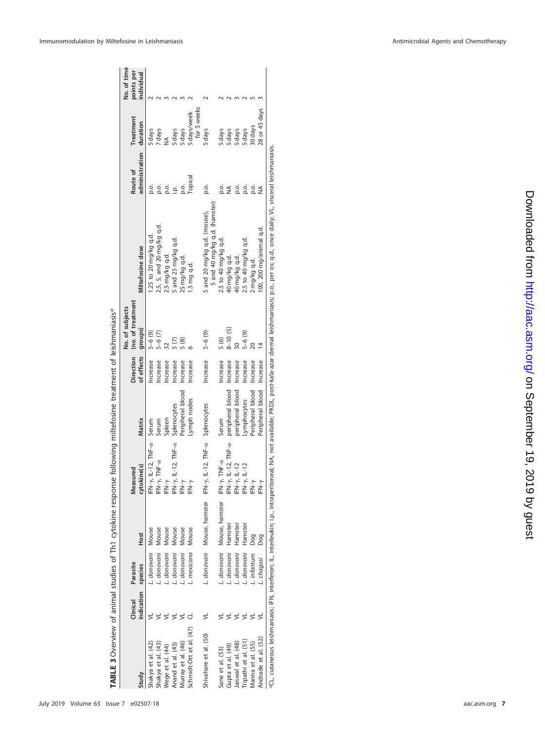**TABLE 3** Overview of animal studies of Th1 cytokine response following miltefosine treatment of leishmaniasis[a]

| Study | Clinical indication | Parasite species | Host | Measured cytokine(s) | Matrix | Direction of effects | No. of subjects (no. of treatment groups) | Miltefosine dose | Route of administration | Treatment duration | No. of time points per individual |
|---|---|---|---|---|---|---|---|---|---|---|---|
| Shakya et al. (42) | VL | *L. donovani* | Mouse | IFN-γ, IL-12, TNF-α | Serum | Increase | 5–6 (9) | 1.25 to 20 mg/kg q.d. | p.o. | 5 days | 2 |
| Shakya et al. (43) | VL | *L. donovani* | Mouse | IFN-γ, TNF-α | Serum | Increase | 5–6 (7) | 2.5, 5, and 20 mg/kg q.d. | p.o. | 7 days | 2 |
| Wege et al. (44) | VL | *L. donovani* | Mouse | IFN-γ | Spleen | Increase | 32 | 2.5 mg/kg q.d. | p.o. | NA | 3 |
| Anand et al. (45) | VL | *L. donovani* | Mouse | IFN-γ, IL-12, TNF-α | Splenocytes | Increase | 5 (7) | 5 and 25 mg/kg q.d. | i.p. | 5 days | 2 |
| Murray et al. (46) | VL | *L. donovani* | Mouse | IFN-γ | Peripheral blood | Increase | 5 (8) | 25 mg/kg q.d. | p.o. | 5 days | 3 |
| Schmidt-Ott et al. (47) | CL | *L. mexicana* | Mouse | IFN-γ | Lymph nodes | Increase | 6 | 1.5 mg q.d. | Topical | 5 days/week for 5 weeks | 2 |
| Shivahare et al. (50) | VL | *L. donovani* | Mouse, hamster | IFN-γ, IL-12, TNF-α | Splenocytes | Increase | 5–6 (9) | 5 and 20 mg/kg q.d. (mouse), 5 and 40 mg/kg q.d. (hamster) | p.o. | 5 days | 2 |
| Sane et al. (53) | VL | *L. donovani* | Mouse, hamster | IFN-γ, TNF-α | Serum | Increase | 5 (6) | 2.5 to 40 mg/kg q.d. | p.o. | 5 days | 2 |
| Gupta et al. (49) | VL | *L. donovani* | Hamster | IFN-γ, IL-12, TNF-α | peripheral blood | Increase | 8–10 (5) | 40 mg/kg q.d. | NA | 5 days | 2 |
| Jaiswal et al. (48) | VL | *L. donovani* | Hamster | IFN-γ, IL-12 | peripheral blood | Increase | 30 | 40 mg/kg q.d. | p.o. | 5 days | 3 |
| Tripathi et al. (51) | VL | *L. donovani* | Hamster | IFN-γ, IL-12 | Lymphocytes | Increase | 5–6 (9) | 2.5 to 40 mg/kg q.d. | p.o. | 5 days | 2 |
| Manna et al. (55) | VL | *L. infantum* | Dog | IFN-γ | Peripheral blood | Increase | 20 | 2 mg/kg q.d. | p.o. | 30 days | 5 |
| Andrade et al. (52) | VL | *L. chagasi* | Dog | IFN-γ | Peripheral blood | Increase | 14 | 100, 200 mg/animal q.d. | NA | 28 or 45 days | 3 |

[a]CL, cutaneous leishmaniasis; IFN, interferon; IL, interleukin; i.p., intraperitoneal; NA, not available; PKDL, post-kala-azar dermal leishmaniasis; p.o., per os; q.d., once daily; VL, visceral leishmaniasis.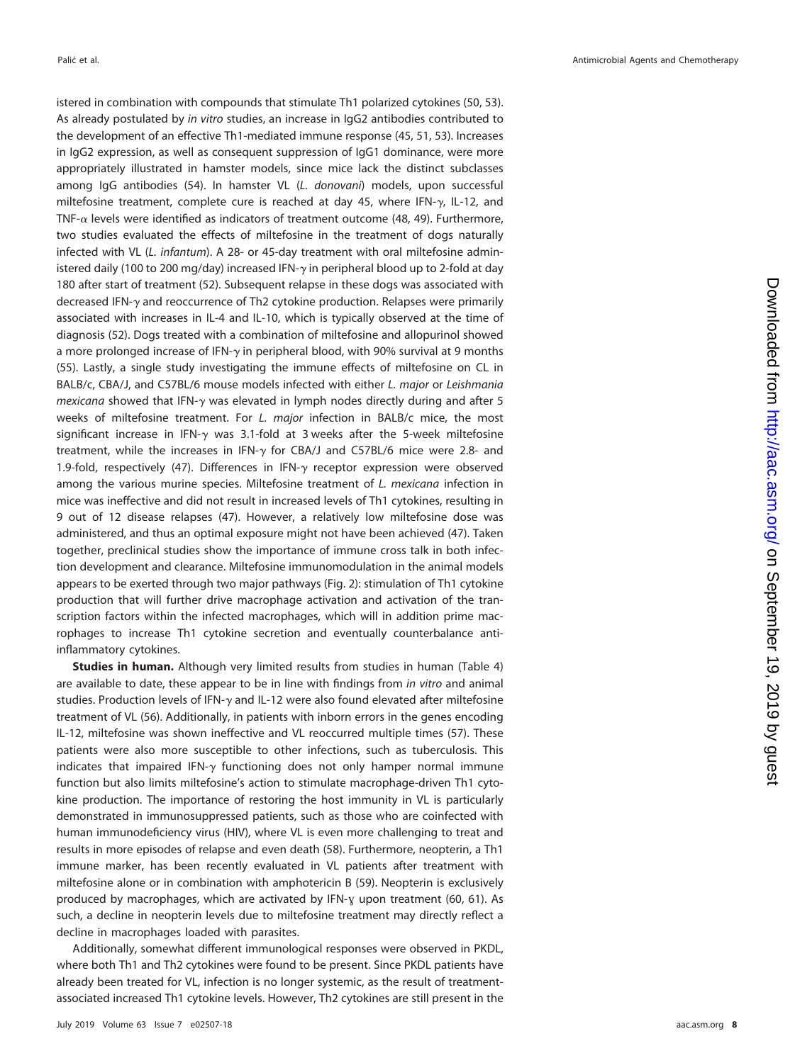istered in combination with compounds that stimulate Th1 polarized cytokines (50, 53). As already postulated by *in vitro* studies, an increase in IgG2 antibodies contributed to the development of an effective Th1-mediated immune response (45, 51, 53). Increases in IgG2 expression, as well as consequent suppression of IgG1 dominance, were more appropriately illustrated in hamster models, since mice lack the distinct subclasses among IgG antibodies (54). In hamster VL (*L. donovani*) models, upon successful miltefosine treatment, complete cure is reached at day 45, where IFN-$\gamma$, IL-12, and TNF-$\alpha$ levels were identified as indicators of treatment outcome (48, 49). Furthermore, two studies evaluated the effects of miltefosine in the treatment of dogs naturally infected with VL (*L. infantum*). A 28- or 45-day treatment with oral miltefosine administered daily (100 to 200 mg/day) increased IFN-$\gamma$ in peripheral blood up to 2-fold at day 180 after start of treatment (52). Subsequent relapse in these dogs was associated with decreased IFN-$\gamma$ and reoccurrence of Th2 cytokine production. Relapses were primarily associated with increases in IL-4 and IL-10, which is typically observed at the time of diagnosis (52). Dogs treated with a combination of miltefosine and allopurinol showed a more prolonged increase of IFN-$\gamma$ in peripheral blood, with 90% survival at 9 months (55). Lastly, a single study investigating the immune effects of miltefosine on CL in BALB/c, CBA/J, and C57BL/6 mouse models infected with either *L. major* or *Leishmania mexicana* showed that IFN-$\gamma$ was elevated in lymph nodes directly during and after 5 weeks of miltefosine treatment. For *L. major* infection in BALB/c mice, the most significant increase in IFN-$\gamma$ was 3.1-fold at 3 weeks after the 5-week miltefosine treatment, while the increases in IFN-$\gamma$ for CBA/J and C57BL/6 mice were 2.8- and 1.9-fold, respectively (47). Differences in IFN-$\gamma$ receptor expression were observed among the various murine species. Miltefosine treatment of *L. mexicana* infection in mice was ineffective and did not result in increased levels of Th1 cytokines, resulting in 9 out of 12 disease relapses (47). However, a relatively low miltefosine dose was administered, and thus an optimal exposure might not have been achieved (47). Taken together, preclinical studies show the importance of immune cross talk in both infection development and clearance. Miltefosine immunomodulation in the animal models appears to be exerted through two major pathways (Fig. 2): stimulation of Th1 cytokine production that will further drive macrophage activation and activation of the transcription factors within the infected macrophages, which will in addition prime macrophages to increase Th1 cytokine secretion and eventually counterbalance anti-inflammatory cytokines.

**Studies in human.** Although very limited results from studies in human (Table 4) are available to date, these appear to be in line with findings from *in vitro* and animal studies. Production levels of IFN-$\gamma$ and IL-12 were also found elevated after miltefosine treatment of VL (56). Additionally, in patients with inborn errors in the genes encoding IL-12, miltefosine was shown ineffective and VL reoccurred multiple times (57). These patients were also more susceptible to other infections, such as tuberculosis. This indicates that impaired IFN-$\gamma$ functioning does not only hamper normal immune function but also limits miltefosine's action to stimulate macrophage-driven Th1 cytokine production. The importance of restoring the host immunity in VL is particularly demonstrated in immunosuppressed patients, such as those who are coinfected with human immunodeficiency virus (HIV), where VL is even more challenging to treat and results in more episodes of relapse and even death (58). Furthermore, neopterin, a Th1 immune marker, has been recently evaluated in VL patients after treatment with miltefosine alone or in combination with amphotericin B (59). Neopterin is exclusively produced by macrophages, which are activated by IFN-$\gamma$ upon treatment (60, 61). As such, a decline in neopterin levels due to miltefosine treatment may directly reflect a decline in macrophages loaded with parasites.

Additionally, somewhat different immunological responses were observed in PKDL, where both Th1 and Th2 cytokines were found to be present. Since PKDL patients have already been treated for VL, infection is no longer systemic, as the result of treatment-associated increased Th1 cytokine levels. However, Th2 cytokines are still present in the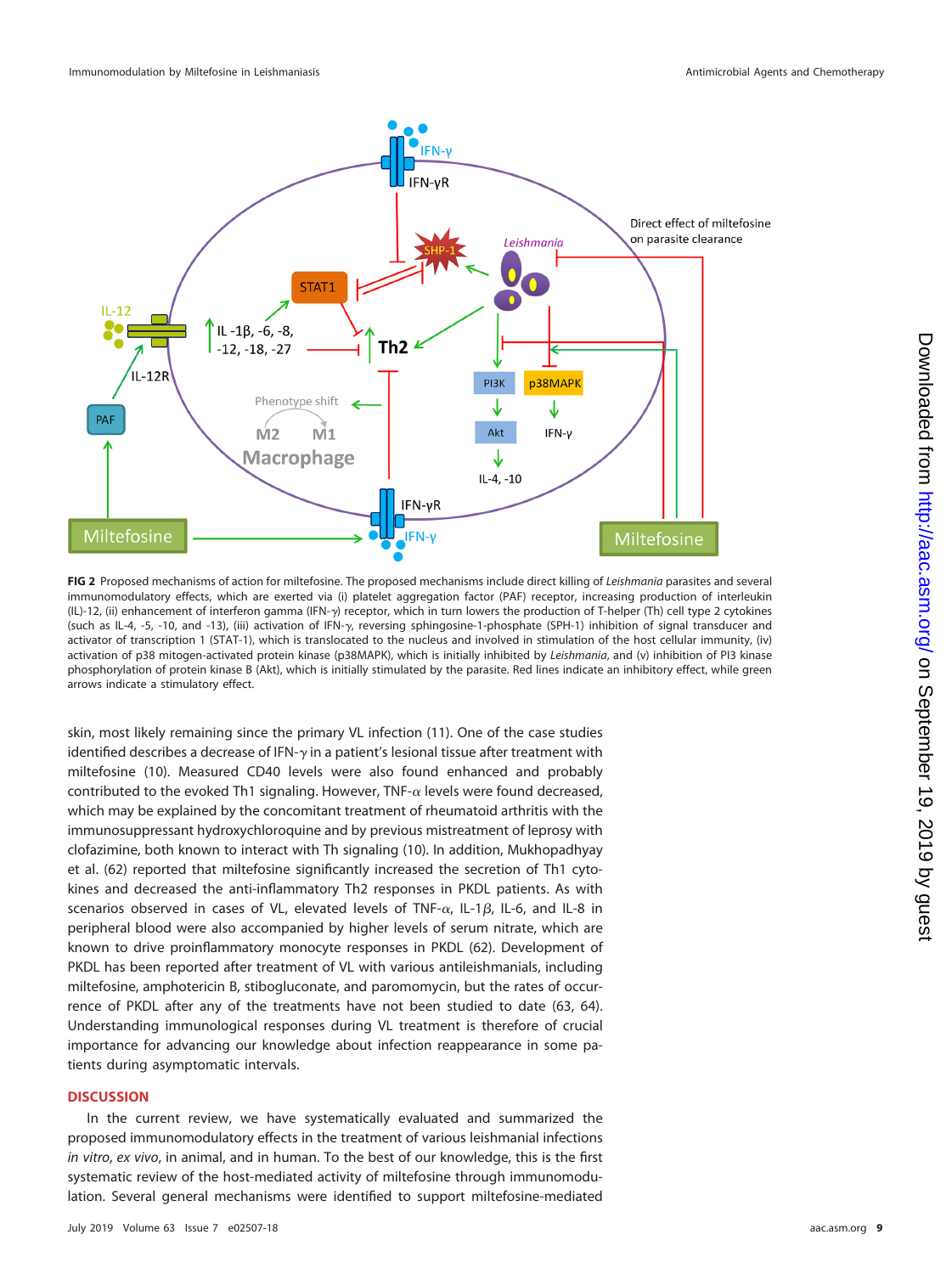**FIG 2** Proposed mechanisms of action for miltefosine. The proposed mechanisms include direct killing of *Leishmania* parasites and several immunomodulatory effects, which are exerted via (i) platelet aggregation factor (PAF) receptor, increasing production of interleukin (IL)-12, (ii) enhancement of interferon gamma (IFN-γ) receptor, which in turn lowers the production of T-helper (Th) cell type 2 cytokines (such as IL-4, -5, -10, and -13), (iii) activation of IFN-γ, reversing sphingosine-1-phosphate (SPH-1) inhibition of signal transducer and activator of transcription 1 (STAT-1), which is translocated to the nucleus and involved in stimulation of the host cellular immunity, (iv) activation of p38 mitogen-activated protein kinase (p38MAPK), which is initially inhibited by *Leishmania*, and (v) inhibition of PI3 kinase phosphorylation of protein kinase B (Akt), which is initially stimulated by the parasite. Red lines indicate an inhibitory effect, while green arrows indicate a stimulatory effect.

skin, most likely remaining since the primary VL infection (11). One of the case studies identified describes a decrease of IFN-γ in a patient's lesional tissue after treatment with miltefosine (10). Measured CD40 levels were also found enhanced and probably contributed to the evoked Th1 signaling. However, TNF-α levels were found decreased, which may be explained by the concomitant treatment of rheumatoid arthritis with the immunosuppressant hydroxychloroquine and by previous mistreatment of leprosy with clofazimine, both known to interact with Th signaling (10). In addition, Mukhopadhyay et al. (62) reported that miltefosine significantly increased the secretion of Th1 cytokines and decreased the anti-inflammatory Th2 responses in PKDL patients. As with scenarios observed in cases of VL, elevated levels of TNF-α, IL-1β, IL-6, and IL-8 in peripheral blood were also accompanied by higher levels of serum nitrate, which are known to drive proinflammatory monocyte responses in PKDL (62). Development of PKDL has been reported after treatment of VL with various antileishmanials, including miltefosine, amphotericin B, stibogluconate, and paromomycin, but the rates of occurrence of PKDL after any of the treatments have not been studied to date (63, 64). Understanding immunological responses during VL treatment is therefore of crucial importance for advancing our knowledge about infection reappearance in some patients during asymptomatic intervals.

## DISCUSSION

In the current review, we have systematically evaluated and summarized the proposed immunomodulatory effects in the treatment of various leishmanial infections *in vitro*, *ex vivo*, in animal, and in human. To the best of our knowledge, this is the first systematic review of the host-mediated activity of miltefosine through immunomodulation. Several general mechanisms were identified to support miltefosine-mediated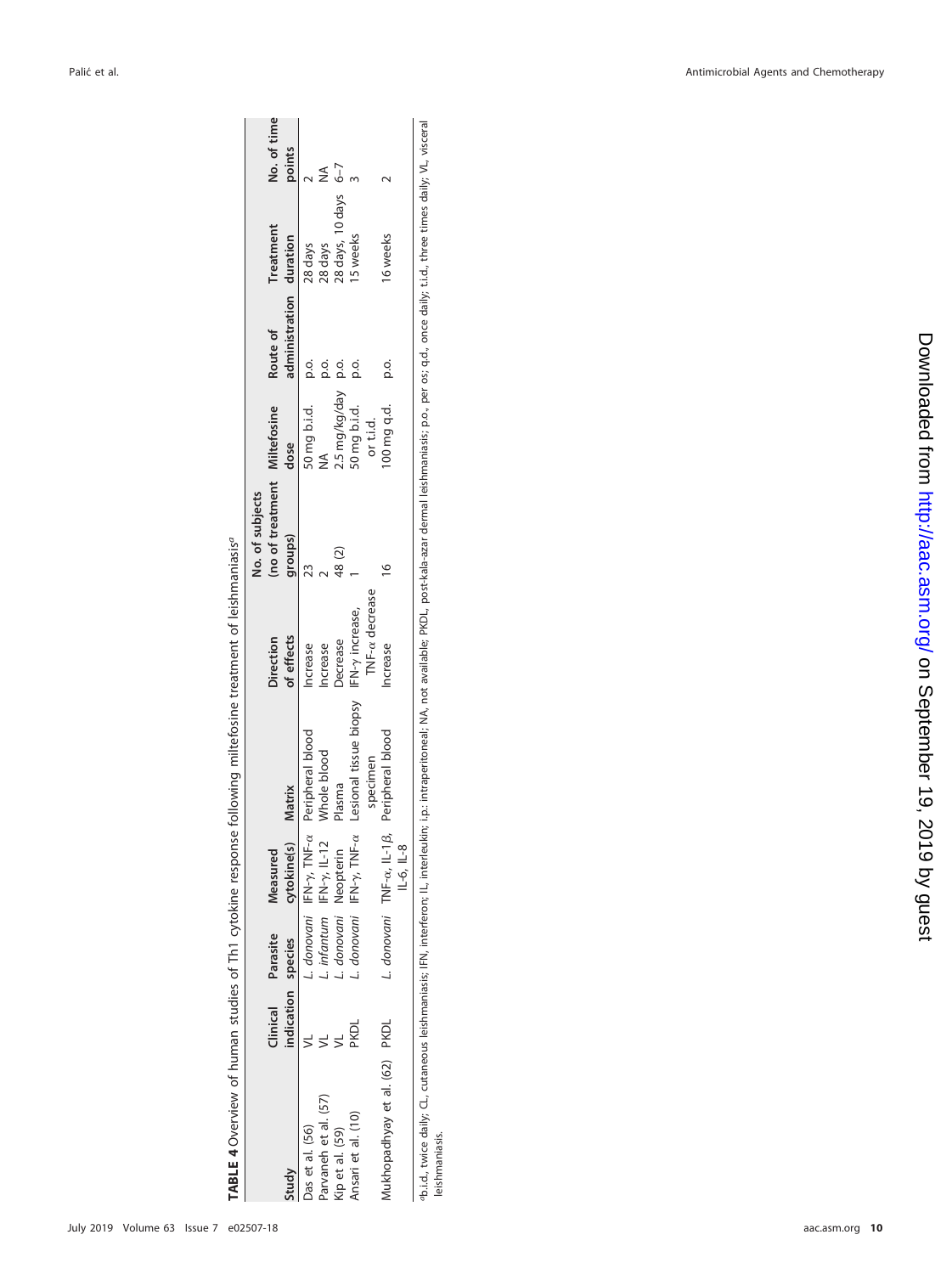**TABLE 4** Overview of human studies of Th1 cytokine response following miltefosine treatment of leishmaniasis[a]

| Study | Clinical indication | Parasite species | Measured cytokine(s) | Matrix | Direction of effects | No. of subjects (no of treatment groups) | Miltefosine dose | Route of administration | Treatment duration | No. of time points |
|---|---|---|---|---|---|---|---|---|---|---|
| Das et al. (56) | VL | *L. donovani* | IFN-γ, TNF-α | Peripheral blood | Increase | 23 | 50 mg b.i.d. | p.o. | 28 days | 2 |
| Parvaneh et al. (57) | VL | *L. infantum* | IFN-γ, IL-12 | Whole blood | Increase | 2 | NA | p.o. | 28 days | NA |
| Kip et al. (59) | VL | *L. donovani* | Neopterin | Plasma | Decrease | 48 (2) | 2.5 mg/kg/day | p.o. | 28 days, 10 days | 6–7 |
| Ansari et al. (10) | PKDL | *L. donovani* | IFN-γ, TNF-α | Lesional tissue biopsy specimen | IFN-γ increase, TNF-α decrease | 1 | 50 mg b.i.d. or t.i.d. | p.o. | 15 weeks | 3 |
| Mukhopadhyay et al. (62) | PKDL | *L. donovani* | TNF-α, IL-1β, IL-6, IL-8 | Peripheral blood | Increase | 16 | 100 mg q.d. | p.o. | 16 weeks | 2 |

[a]b.i.d., twice daily; CL, cutaneous leishmaniasis; IFN, interferon; IL, interleukin; i.p.: intraperitoneal; NA, not available; PKDL, post-kala-azar dermal leishmaniasis; p.o., per os; q.d., once daily; t.i.d., three times daily; VL, visceral leishmaniasis.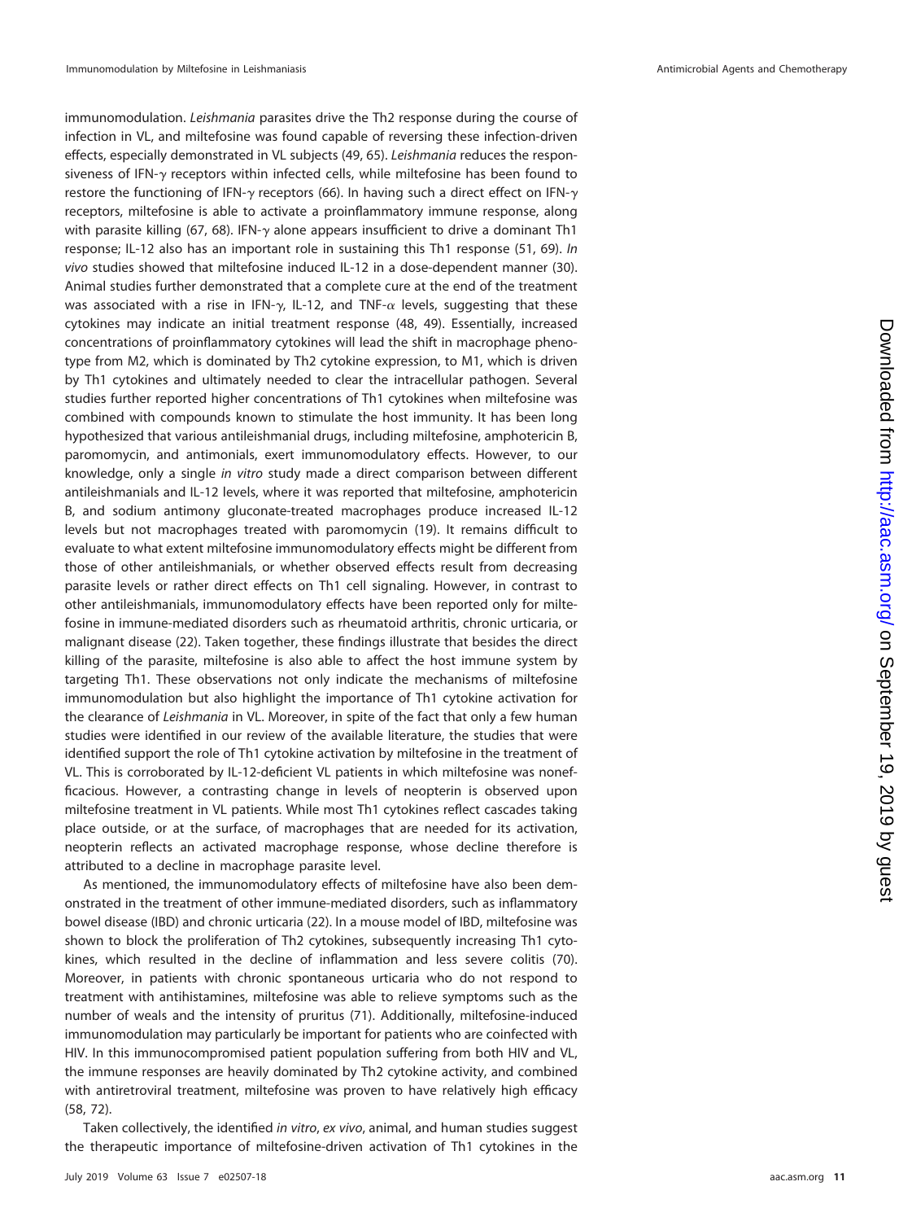immunomodulation. *Leishmania* parasites drive the Th2 response during the course of infection in VL, and miltefosine was found capable of reversing these infection-driven effects, especially demonstrated in VL subjects (49, 65). *Leishmania* reduces the responsiveness of IFN-$\gamma$ receptors within infected cells, while miltefosine has been found to restore the functioning of IFN-$\gamma$ receptors (66). In having such a direct effect on IFN-$\gamma$ receptors, miltefosine is able to activate a proinflammatory immune response, along with parasite killing (67, 68). IFN-$\gamma$ alone appears insufficient to drive a dominant Th1 response; IL-12 also has an important role in sustaining this Th1 response (51, 69). *In vivo* studies showed that miltefosine induced IL-12 in a dose-dependent manner (30). Animal studies further demonstrated that a complete cure at the end of the treatment was associated with a rise in IFN-$\gamma$, IL-12, and TNF-$\alpha$ levels, suggesting that these cytokines may indicate an initial treatment response (48, 49). Essentially, increased concentrations of proinflammatory cytokines will lead the shift in macrophage phenotype from M2, which is dominated by Th2 cytokine expression, to M1, which is driven by Th1 cytokines and ultimately needed to clear the intracellular pathogen. Several studies further reported higher concentrations of Th1 cytokines when miltefosine was combined with compounds known to stimulate the host immunity. It has been long hypothesized that various antileishmanial drugs, including miltefosine, amphotericin B, paromomycin, and antimonials, exert immunomodulatory effects. However, to our knowledge, only a single *in vitro* study made a direct comparison between different antileishmanials and IL-12 levels, where it was reported that miltefosine, amphotericin B, and sodium antimony gluconate-treated macrophages produce increased IL-12 levels but not macrophages treated with paromomycin (19). It remains difficult to evaluate to what extent miltefosine immunomodulatory effects might be different from those of other antileishmanials, or whether observed effects result from decreasing parasite levels or rather direct effects on Th1 cell signaling. However, in contrast to other antileishmanials, immunomodulatory effects have been reported only for miltefosine in immune-mediated disorders such as rheumatoid arthritis, chronic urticaria, or malignant disease (22). Taken together, these findings illustrate that besides the direct killing of the parasite, miltefosine is also able to affect the host immune system by targeting Th1. These observations not only indicate the mechanisms of miltefosine immunomodulation but also highlight the importance of Th1 cytokine activation for the clearance of *Leishmania* in VL. Moreover, in spite of the fact that only a few human studies were identified in our review of the available literature, the studies that were identified support the role of Th1 cytokine activation by miltefosine in the treatment of VL. This is corroborated by IL-12-deficient VL patients in which miltefosine was nonefficacious. However, a contrasting change in levels of neopterin is observed upon miltefosine treatment in VL patients. While most Th1 cytokines reflect cascades taking place outside, or at the surface, of macrophages that are needed for its activation, neopterin reflects an activated macrophage response, whose decline therefore is attributed to a decline in macrophage parasite level.

As mentioned, the immunomodulatory effects of miltefosine have also been demonstrated in the treatment of other immune-mediated disorders, such as inflammatory bowel disease (IBD) and chronic urticaria (22). In a mouse model of IBD, miltefosine was shown to block the proliferation of Th2 cytokines, subsequently increasing Th1 cytokines, which resulted in the decline of inflammation and less severe colitis (70). Moreover, in patients with chronic spontaneous urticaria who do not respond to treatment with antihistamines, miltefosine was able to relieve symptoms such as the number of weals and the intensity of pruritus (71). Additionally, miltefosine-induced immunomodulation may particularly be important for patients who are coinfected with HIV. In this immunocompromised patient population suffering from both HIV and VL, the immune responses are heavily dominated by Th2 cytokine activity, and combined with antiretroviral treatment, miltefosine was proven to have relatively high efficacy (58, 72).

Taken collectively, the identified *in vitro*, *ex vivo*, animal, and human studies suggest the therapeutic importance of miltefosine-driven activation of Th1 cytokines in the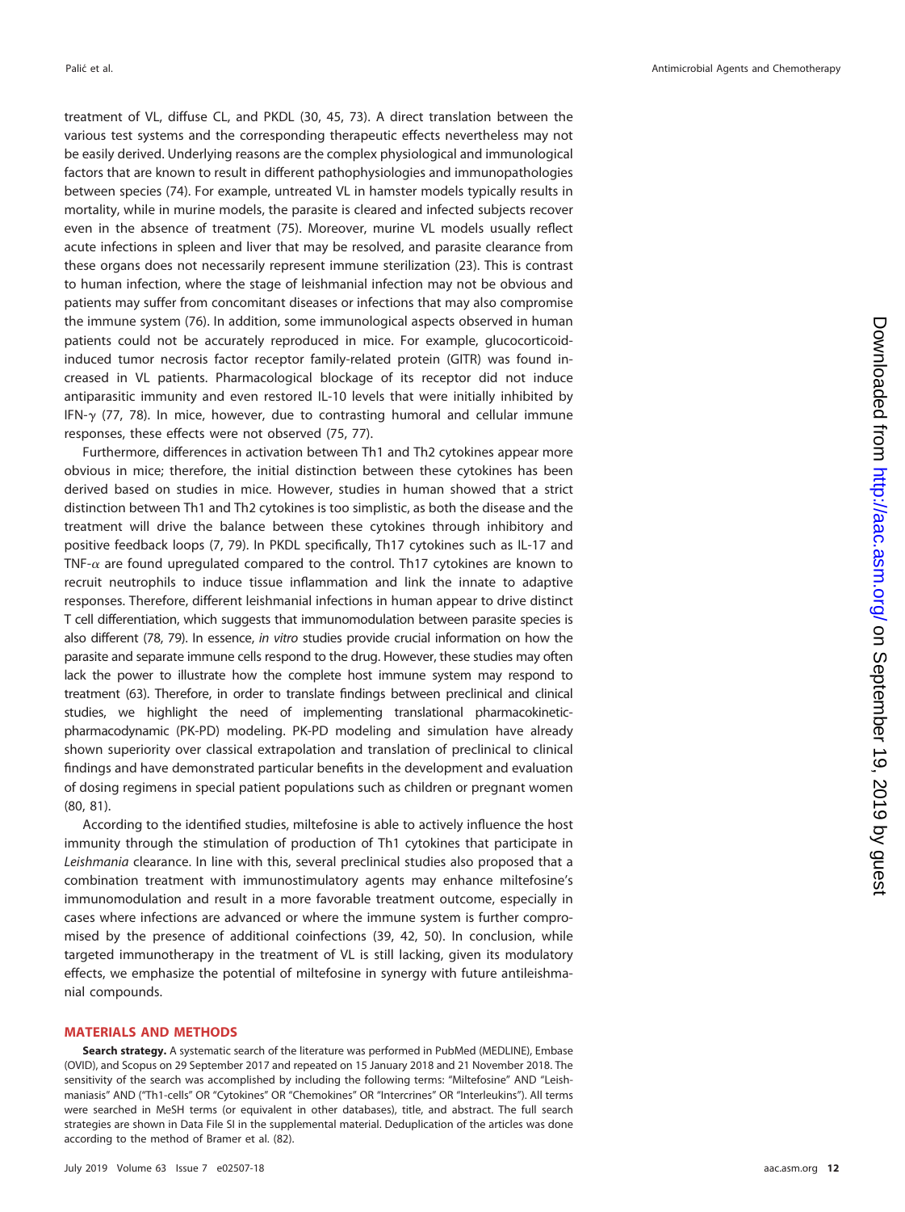treatment of VL, diffuse CL, and PKDL (30, 45, 73). A direct translation between the various test systems and the corresponding therapeutic effects nevertheless may not be easily derived. Underlying reasons are the complex physiological and immunological factors that are known to result in different pathophysiologies and immunopathologies between species (74). For example, untreated VL in hamster models typically results in mortality, while in murine models, the parasite is cleared and infected subjects recover even in the absence of treatment (75). Moreover, murine VL models usually reflect acute infections in spleen and liver that may be resolved, and parasite clearance from these organs does not necessarily represent immune sterilization (23). This is contrast to human infection, where the stage of leishmanial infection may not be obvious and patients may suffer from concomitant diseases or infections that may also compromise the immune system (76). In addition, some immunological aspects observed in human patients could not be accurately reproduced in mice. For example, glucocorticoid-induced tumor necrosis factor receptor family-related protein (GITR) was found increased in VL patients. Pharmacological blockage of its receptor did not induce antiparasitic immunity and even restored IL-10 levels that were initially inhibited by IFN-$\gamma$ (77, 78). In mice, however, due to contrasting humoral and cellular immune responses, these effects were not observed (75, 77).

Furthermore, differences in activation between Th1 and Th2 cytokines appear more obvious in mice; therefore, the initial distinction between these cytokines has been derived based on studies in mice. However, studies in human showed that a strict distinction between Th1 and Th2 cytokines is too simplistic, as both the disease and the treatment will drive the balance between these cytokines through inhibitory and positive feedback loops (7, 79). In PKDL specifically, Th17 cytokines such as IL-17 and TNF-$\alpha$ are found upregulated compared to the control. Th17 cytokines are known to recruit neutrophils to induce tissue inflammation and link the innate to adaptive responses. Therefore, different leishmanial infections in human appear to drive distinct T cell differentiation, which suggests that immunomodulation between parasite species is also different (78, 79). In essence, *in vitro* studies provide crucial information on how the parasite and separate immune cells respond to the drug. However, these studies may often lack the power to illustrate how the complete host immune system may respond to treatment (63). Therefore, in order to translate findings between preclinical and clinical studies, we highlight the need of implementing translational pharmacokinetic-pharmacodynamic (PK-PD) modeling. PK-PD modeling and simulation have already shown superiority over classical extrapolation and translation of preclinical to clinical findings and have demonstrated particular benefits in the development and evaluation of dosing regimens in special patient populations such as children or pregnant women (80, 81).

According to the identified studies, miltefosine is able to actively influence the host immunity through the stimulation of production of Th1 cytokines that participate in *Leishmania* clearance. In line with this, several preclinical studies also proposed that a combination treatment with immunostimulatory agents may enhance miltefosine's immunomodulation and result in a more favorable treatment outcome, especially in cases where infections are advanced or where the immune system is further compromised by the presence of additional coinfections (39, 42, 50). In conclusion, while targeted immunotherapy in the treatment of VL is still lacking, given its modulatory effects, we emphasize the potential of miltefosine in synergy with future antileishmanial compounds.

## MATERIALS AND METHODS

**Search strategy.** A systematic search of the literature was performed in PubMed (MEDLINE), Embase (OVID), and Scopus on 29 September 2017 and repeated on 15 January 2018 and 21 November 2018. The sensitivity of the search was accomplished by including the following terms: "Miltefosine" AND "Leishmaniasis" AND ("Th1-cells" OR "Cytokines" OR "Chemokines" OR "Intercrines" OR "Interleukins"). All terms were searched in MeSH terms (or equivalent in other databases), title, and abstract. The full search strategies are shown in Data File SI in the supplemental material. Deduplication of the articles was done according to the method of Bramer et al. (82).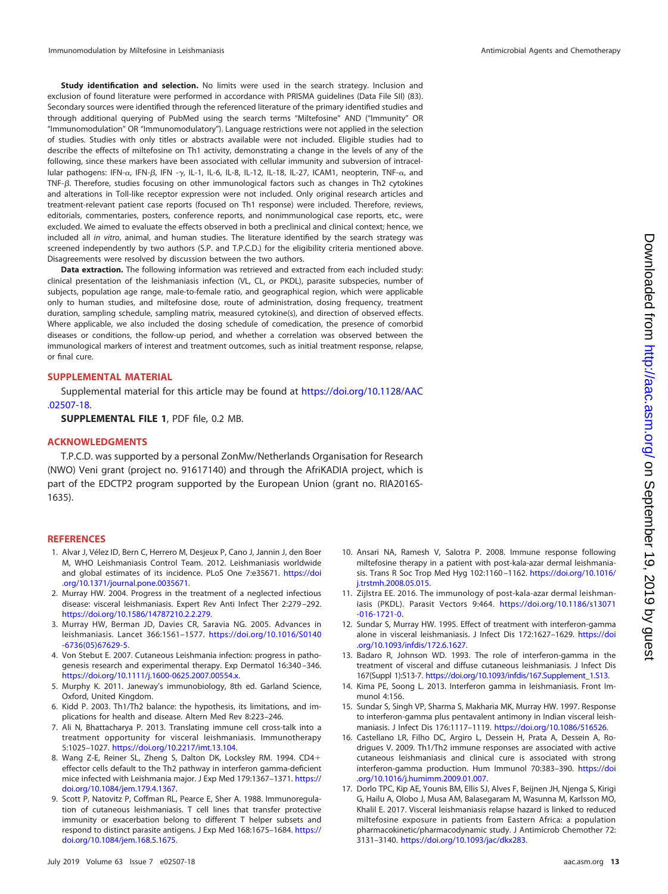**Study identification and selection.** No limits were used in the search strategy. Inclusion and exclusion of found literature were performed in accordance with PRISMA guidelines (Data File SII) (83). Secondary sources were identified through the referenced literature of the primary identified studies and through additional querying of PubMed using the search terms "Miltefosine" AND ("Immunity" OR "Immunomodulation" OR "Immunomodulatory"). Language restrictions were not applied in the selection of studies. Studies with only titles or abstracts available were not included. Eligible studies had to describe the effects of miltefosine on Th1 activity, demonstrating a change in the levels of any of the following, since these markers have been associated with cellular immunity and subversion of intracellular pathogens: IFN-$\alpha$, IFN-$\beta$, IFN -$\gamma$, IL-1, IL-6, IL-8, IL-12, IL-18, IL-27, ICAM1, neopterin, TNF-$\alpha$, and TNF-$\beta$. Therefore, studies focusing on other immunological factors such as changes in Th2 cytokines and alterations in Toll-like receptor expression were not included. Only original research articles and treatment-relevant patient case reports (focused on Th1 response) were included. Therefore, reviews, editorials, commentaries, posters, conference reports, and nonimmunological case reports, etc., were excluded. We aimed to evaluate the effects observed in both a preclinical and clinical context; hence, we included all *in vitro*, animal, and human studies. The literature identified by the search strategy was screened independently by two authors (S.P. and T.P.C.D.) for the eligibility criteria mentioned above. Disagreements were resolved by discussion between the two authors.

**Data extraction.** The following information was retrieved and extracted from each included study: clinical presentation of the leishmaniasis infection (VL, CL, or PKDL), parasite subspecies, number of subjects, population age range, male-to-female ratio, and geographical region, which were applicable only to human studies, and miltefosine dose, route of administration, dosing frequency, treatment duration, sampling schedule, sampling matrix, measured cytokine(s), and direction of observed effects. Where applicable, we also included the dosing schedule of comedication, the presence of comorbid diseases or conditions, the follow-up period, and whether a correlation was observed between the immunological markers of interest and treatment outcomes, such as initial treatment response, relapse, or final cure.

## SUPPLEMENTAL MATERIAL

Supplemental material for this article may be found at https://doi.org/10.1128/AAC.02507-18.

**SUPPLEMENTAL FILE 1**, PDF file, 0.2 MB.

## ACKNOWLEDGMENTS

T.P.C.D. was supported by a personal ZonMw/Netherlands Organisation for Research (NWO) Veni grant (project no. 91617140) and through the AfriKADIA project, which is part of the EDCTP2 program supported by the European Union (grant no. RIA2016S-1635).

## REFERENCES

1. Alvar J, Vélez ID, Bern C, Herrero M, Desjeux P, Cano J, Jannin J, den Boer M, WHO Leishmaniasis Control Team. 2012. Leishmaniasis worldwide and global estimates of its incidence. PLoS One 7:e35671. https://doi.org/10.1371/journal.pone.0035671.
2. Murray HW. 2004. Progress in the treatment of a neglected infectious disease: visceral leishmaniasis. Expert Rev Anti Infect Ther 2:279–292. https://doi.org/10.1586/14787210.2.2.279.
3. Murray HW, Berman JD, Davies CR, Saravia NG. 2005. Advances in leishmaniasis. Lancet 366:1561–1577. https://doi.org/10.1016/S0140-6736(05)67629-5.
4. Von Stebut E. 2007. Cutaneous Leishmania infection: progress in pathogenesis research and experimental therapy. Exp Dermatol 16:340–346. https://doi.org/10.1111/j.1600-0625.2007.00554.x.
5. Murphy K. 2011. Janeway's immunobiology, 8th ed. Garland Science, Oxford, United Kingdom.
6. Kidd P. 2003. Th1/Th2 balance: the hypothesis, its limitations, and implications for health and disease. Altern Med Rev 8:223–246.
7. Ali N, Bhattacharya P. 2013. Translating immune cell cross-talk into a treatment opportunity for visceral leishmaniasis. Immunotherapy 5:1025–1027. https://doi.org/10.2217/imt.13.104.
8. Wang Z-E, Reiner SL, Zheng S, Dalton DK, Locksley RM. 1994. CD4+ effector cells default to the Th2 pathway in interferon gamma-deficient mice infected with Leishmania major. J Exp Med 179:1367–1371. https://doi.org/10.1084/jem.179.4.1367.
9. Scott P, Natovitz P, Coffman RL, Pearce E, Sher A. 1988. Immunoregulation of cutaneous leishmaniasis. T cell lines that transfer protective immunity or exacerbation belong to different T helper subsets and respond to distinct parasite antigens. J Exp Med 168:1675–1684. https://doi.org/10.1084/jem.168.5.1675.
10. Ansari NA, Ramesh V, Salotra P. 2008. Immune response following miltefosine therapy in a patient with post-kala-azar dermal leishmaniasis. Trans R Soc Trop Med Hyg 102:1160–1162. https://doi.org/10.1016/j.trstmh.2008.05.015.
11. Zijlstra EE. 2016. The immunology of post-kala-azar dermal leishmaniasis (PKDL). Parasit Vectors 9:464. https://doi.org/10.1186/s13071-016-1721-0.
12. Sundar S, Murray HW. 1995. Effect of treatment with interferon-gamma alone in visceral leishmaniasis. J Infect Dis 172:1627–1629. https://doi.org/10.1093/infdis/172.6.1627.
13. Badaro R, Johnson WD. 1993. The role of interferon-gamma in the treatment of visceral and diffuse cutaneous leishmaniasis. J Infect Dis 167(Suppl 1):S13-7. https://doi.org/10.1093/infdis/167.Supplement_1.S13.
14. Kima PE, Soong L. 2013. Interferon gamma in leishmaniasis. Front Immunol 4:156.
15. Sundar S, Singh VP, Sharma S, Makharia MK, Murray HW. 1997. Response to interferon-gamma plus pentavalent antimony in Indian visceral leishmaniasis. J Infect Dis 176:1117–1119. https://doi.org/10.1086/516526.
16. Castellano LR, Filho DC, Argiro L, Dessein H, Prata A, Dessein A, Rodrigues V. 2009. Th1/Th2 immune responses are associated with active cutaneous leishmaniasis and clinical cure is associated with strong interferon-gamma production. Hum Immunol 70:383–390. https://doi.org/10.1016/j.humimm.2009.01.007.
17. Dorlo TPC, Kip AE, Younis BM, Ellis SJ, Alves F, Beijnen JH, Njenga S, Kirigi G, Hailu A, Olobo J, Musa AM, Balasegaram M, Wasunna M, Karlsson MO, Khalil E. 2017. Visceral leishmaniasis relapse hazard is linked to reduced miltefosine exposure in patients from Eastern Africa: a population pharmacokinetic/pharmacodynamic study. J Antimicrob Chemother 72:3131–3140. https://doi.org/10.1093/jac/dkx283.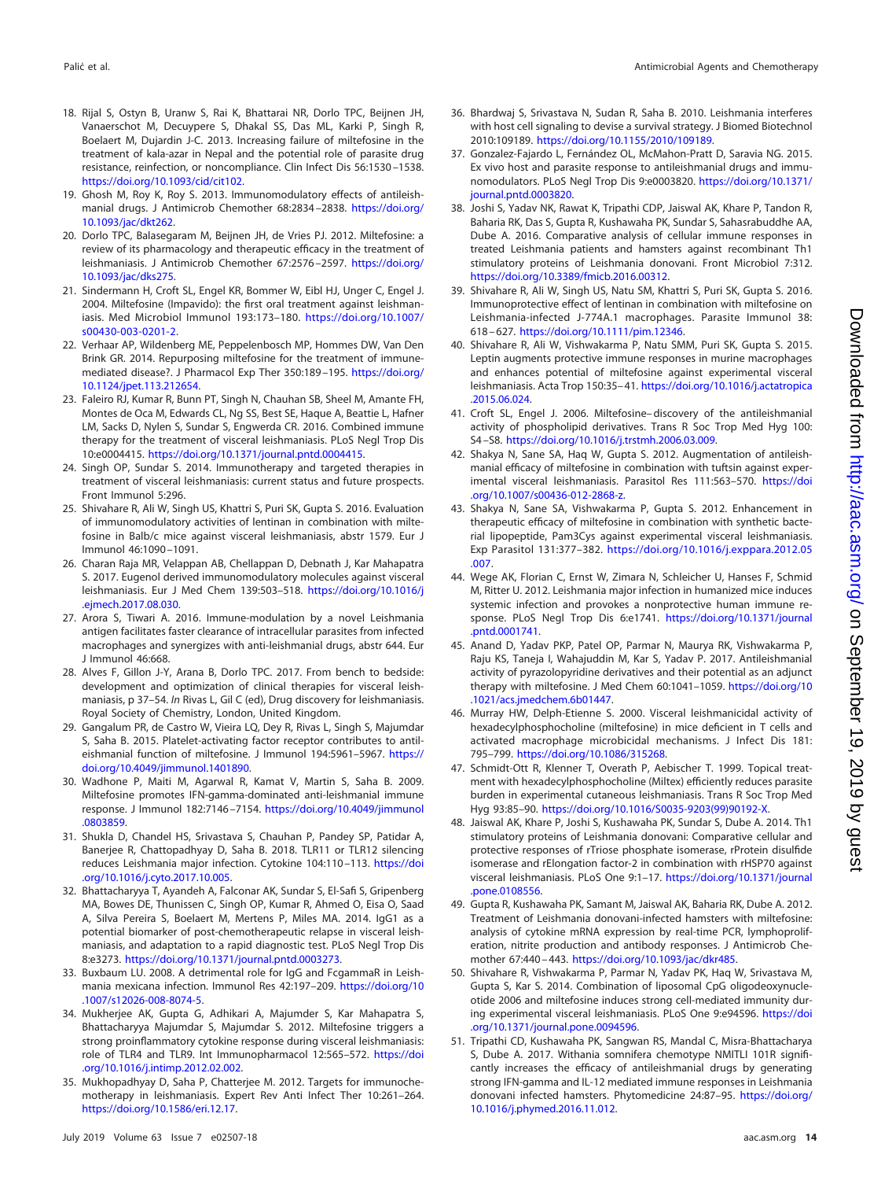18. Rijal S, Ostyn B, Uranw S, Rai K, Bhattarai NR, Dorlo TPC, Beijnen JH, Vanaerschot M, Decuypere S, Dhakal SS, Das ML, Karki P, Singh R, Boelaert M, Dujardin J-C. 2013. Increasing failure of miltefosine in the treatment of kala-azar in Nepal and the potential role of parasite drug resistance, reinfection, or noncompliance. Clin Infect Dis 56:1530–1538. https://doi.org/10.1093/cid/cit102.
19. Ghosh M, Roy K, Roy S. 2013. Immunomodulatory effects of antileishmanial drugs. J Antimicrob Chemother 68:2834–2838. https://doi.org/10.1093/jac/dkt262.
20. Dorlo TPC, Balasegaram M, Beijnen JH, de Vries PJ. 2012. Miltefosine: a review of its pharmacology and therapeutic efficacy in the treatment of leishmaniasis. J Antimicrob Chemother 67:2576–2597. https://doi.org/10.1093/jac/dks275.
21. Sindermann H, Croft SL, Engel KR, Bommer W, Eibl HJ, Unger C, Engel J. 2004. Miltefosine (Impavido): the first oral treatment against leishmaniasis. Med Microbiol Immunol 193:173–180. https://doi.org/10.1007/s00430-003-0201-2.
22. Verhaar AP, Wildenberg ME, Peppelenbosch MP, Hommes DW, Van Den Brink GR. 2014. Repurposing miltefosine for the treatment of immune-mediated disease?. J Pharmacol Exp Ther 350:189–195. https://doi.org/10.1124/jpet.113.212654.
23. Faleiro RJ, Kumar R, Bunn PT, Singh N, Chauhan SB, Sheel M, Amante FH, Montes de Oca M, Edwards CL, Ng SS, Best SE, Haque A, Beattie L, Hafner LM, Sacks D, Nylen S, Sundar S, Engwerda CR. 2016. Combined immune therapy for the treatment of visceral leishmaniasis. PLoS Negl Trop Dis 10:e0004415. https://doi.org/10.1371/journal.pntd.0004415.
24. Singh OP, Sundar S. 2014. Immunotherapy and targeted therapies in treatment of visceral leishmaniasis: current status and future prospects. Front Immunol 5:296.
25. Shivahare R, Ali W, Singh US, Khattri S, Puri SK, Gupta S. 2016. Evaluation of immunomodulatory activities of lentinan in combination with miltefosine in Balb/c mice against visceral leishmaniasis, abstr 1579. Eur J Immunol 46:1090–1091.
26. Charan Raja MR, Velappan AB, Chellappan D, Debnath J, Kar Mahapatra S. 2017. Eugenol derived immunomodulatory molecules against visceral leishmaniasis. Eur J Med Chem 139:503–518. https://doi.org/10.1016/j.ejmech.2017.08.030.
27. Arora S, Tiwari A. 2016. Immune-modulation by a novel Leishmania antigen facilitates faster clearance of intracellular parasites from infected macrophages and synergizes with anti-leishmanial drugs, abstr 644. Eur J Immunol 46:668.
28. Alves F, Gillon J-Y, Arana B, Dorlo TPC. 2017. From bench to bedside: development and optimization of clinical therapies for visceral leishmaniasis, p 37–54. *In* Rivas L, Gil C (ed), Drug discovery for leishmaniasis. Royal Society of Chemistry, London, United Kingdom.
29. Gangalum PR, de Castro W, Vieira LQ, Dey R, Rivas L, Singh S, Majumdar S, Saha B. 2015. Platelet-activating factor receptor contributes to antileishmanial function of miltefosine. J Immunol 194:5961–5967. https://doi.org/10.4049/jimmunol.1401890.
30. Wadhone P, Maiti M, Agarwal R, Kamat V, Martin S, Saha B. 2009. Miltefosine promotes IFN-gamma-dominated anti-leishmanial immune response. J Immunol 182:7146–7154. https://doi.org/10.4049/jimmunol.0803859.
31. Shukla D, Chandel HS, Srivastava S, Chauhan P, Pandey SP, Patidar A, Banerjee R, Chattopadhyay D, Saha B. 2018. TLR11 or TLR12 silencing reduces Leishmania major infection. Cytokine 104:110–113. https://doi.org/10.1016/j.cyto.2017.10.005.
32. Bhattacharyya T, Ayandeh A, Falconar AK, Sundar S, El-Safi S, Gripenberg MA, Bowes DE, Thunissen C, Singh OP, Kumar R, Ahmed O, Eisa O, Saad A, Silva Pereira S, Boelaert M, Mertens P, Miles MA. 2014. IgG1 as a potential biomarker of post-chemotherapeutic relapse in visceral leishmaniasis, and adaptation to a rapid diagnostic test. PLoS Negl Trop Dis 8:e3273. https://doi.org/10.1371/journal.pntd.0003273.
33. Buxbaum LU. 2008. A detrimental role for IgG and FcgammaR in Leishmania mexicana infection. Immunol Res 42:197–209. https://doi.org/10.1007/s12026-008-8074-5.
34. Mukherjee AK, Gupta G, Adhikari A, Majumder S, Kar Mahapatra S, Bhattacharyya Majumdar S, Majumdar S. 2012. Miltefosine triggers a strong proinflammatory cytokine response during visceral leishmaniasis: role of TLR4 and TLR9. Int Immunopharmacol 12:565–572. https://doi.org/10.1016/j.intimp.2012.02.002.
35. Mukhopadhyay D, Saha P, Chatterjee M. 2012. Targets for immunochemotherapy in leishmaniasis. Expert Rev Anti Infect Ther 10:261–264. https://doi.org/10.1586/eri.12.17.
36. Bhardwaj S, Srivastava N, Sudan R, Saha B. 2010. Leishmania interferes with host cell signaling to devise a survival strategy. J Biomed Biotechnol 2010:109189. https://doi.org/10.1155/2010/109189.
37. Gonzalez-Fajardo L, Fernández OL, McMahon-Pratt D, Saravia NG. 2015. Ex vivo host and parasite response to antileishmanial drugs and immunomodulators. PLoS Negl Trop Dis 9:e0003820. https://doi.org/10.1371/journal.pntd.0003820.
38. Joshi S, Yadav NK, Rawat K, Tripathi CDP, Jaiswal AK, Khare P, Tandon R, Baharia RK, Das S, Gupta R, Kushawaha PK, Sundar S, Sahasrabuddhe AA, Dube A. 2016. Comparative analysis of cellular immune responses in treated Leishmania patients and hamsters against recombinant Th1 stimulatory proteins of Leishmania donovani. Front Microbiol 7:312. https://doi.org/10.3389/fmicb.2016.00312.
39. Shivahare R, Ali W, Singh US, Natu SM, Khattri S, Puri SK, Gupta S. 2016. Immunoprotective effect of lentinan in combination with miltefosine on Leishmania-infected J-774A.1 macrophages. Parasite Immunol 38:618–627. https://doi.org/10.1111/pim.12346.
40. Shivahare R, Ali W, Vishwakarma P, Natu SMM, Puri SK, Gupta S. 2015. Leptin augments protective immune responses in murine macrophages and enhances potential of miltefosine against experimental visceral leishmaniasis. Acta Trop 150:35–41. https://doi.org/10.1016/j.actatropica.2015.06.024.
41. Croft SL, Engel J. 2006. Miltefosine–discovery of the antileishmanial activity of phospholipid derivatives. Trans R Soc Trop Med Hyg 100:S4–S8. https://doi.org/10.1016/j.trstmh.2006.03.009.
42. Shakya N, Sane SA, Haq W, Gupta S. 2012. Augmentation of antileishmanial efficacy of miltefosine in combination with tuftsin against experimental visceral leishmaniasis. Parasitol Res 111:563–570. https://doi.org/10.1007/s00436-012-2868-z.
43. Shakya N, Sane SA, Vishwakarma P, Gupta S. 2012. Enhancement in therapeutic efficacy of miltefosine in combination with synthetic bacterial lipopeptide, Pam3Cys against experimental visceral leishmaniasis. Exp Parasitol 131:377–382. https://doi.org/10.1016/j.exppara.2012.05.007.
44. Wege AK, Florian C, Ernst W, Zimara N, Schleicher U, Hanses F, Schmid M, Ritter U. 2012. Leishmania major infection in humanized mice induces systemic infection and provokes a nonprotective human immune response. PLoS Negl Trop Dis 6:e1741. https://doi.org/10.1371/journal.pntd.0001741.
45. Anand D, Yadav PKP, Patel OP, Parmar N, Maurya RK, Vishwakarma P, Raju KS, Taneja I, Wahajuddin M, Kar S, Yadav P. 2017. Antileishmanial activity of pyrazolopyridine derivatives and their potential as an adjunct therapy with miltefosine. J Med Chem 60:1041–1059. https://doi.org/10.1021/acs.jmedchem.6b01447.
46. Murray HW, Delph-Etienne S. 2000. Visceral leishmanicidal activity of hexadecylphosphocholine (miltefosine) in mice deficient in T cells and activated macrophage microbicidal mechanisms. J Infect Dis 181:795–799. https://doi.org/10.1086/315268.
47. Schmidt-Ott R, Klenner T, Overath P, Aebischer T. 1999. Topical treatment with hexadecylphosphocholine (Miltex) efficiently reduces parasite burden in experimental cutaneous leishmaniasis. Trans R Soc Trop Med Hyg 93:85–90. https://doi.org/10.1016/S0035-9203(99)90192-X.
48. Jaiswal AK, Khare P, Joshi S, Kushawaha PK, Sundar S, Dube A. 2014. Th1 stimulatory proteins of Leishmania donovani: Comparative cellular and protective responses of rTriose phosphate isomerase, rProtein disulfide isomerase and rElongation factor-2 in combination with rHSP70 against visceral leishmaniasis. PLoS One 9:1–17. https://doi.org/10.1371/journal.pone.0108556.
49. Gupta R, Kushawaha PK, Samant M, Jaiswal AK, Baharia RK, Dube A. 2012. Treatment of Leishmania donovani-infected hamsters with miltefosine: analysis of cytokine mRNA expression by real-time PCR, lymphoproliferation, nitrite production and antibody responses. J Antimicrob Chemother 67:440–443. https://doi.org/10.1093/jac/dkr485.
50. Shivahare R, Vishwakarma P, Parmar N, Yadav PK, Haq W, Srivastava M, Gupta S, Kar S. 2014. Combination of liposomal CpG oligodeoxynucleotide 2006 and miltefosine induces strong cell-mediated immunity during experimental visceral leishmaniasis. PLoS One 9:e94596. https://doi.org/10.1371/journal.pone.0094596.
51. Tripathi CD, Kushawaha PK, Sangwan RS, Mandal C, Misra-Bhattacharya S, Dube A. 2017. Withania somnifera chemotype NMITLI 101R significantly increases the efficacy of antileishmanial drugs by generating strong IFN-gamma and IL-12 mediated immune responses in Leishmania donovani infected hamsters. Phytomedicine 24:87–95. https://doi.org/10.1016/j.phymed.2016.11.012.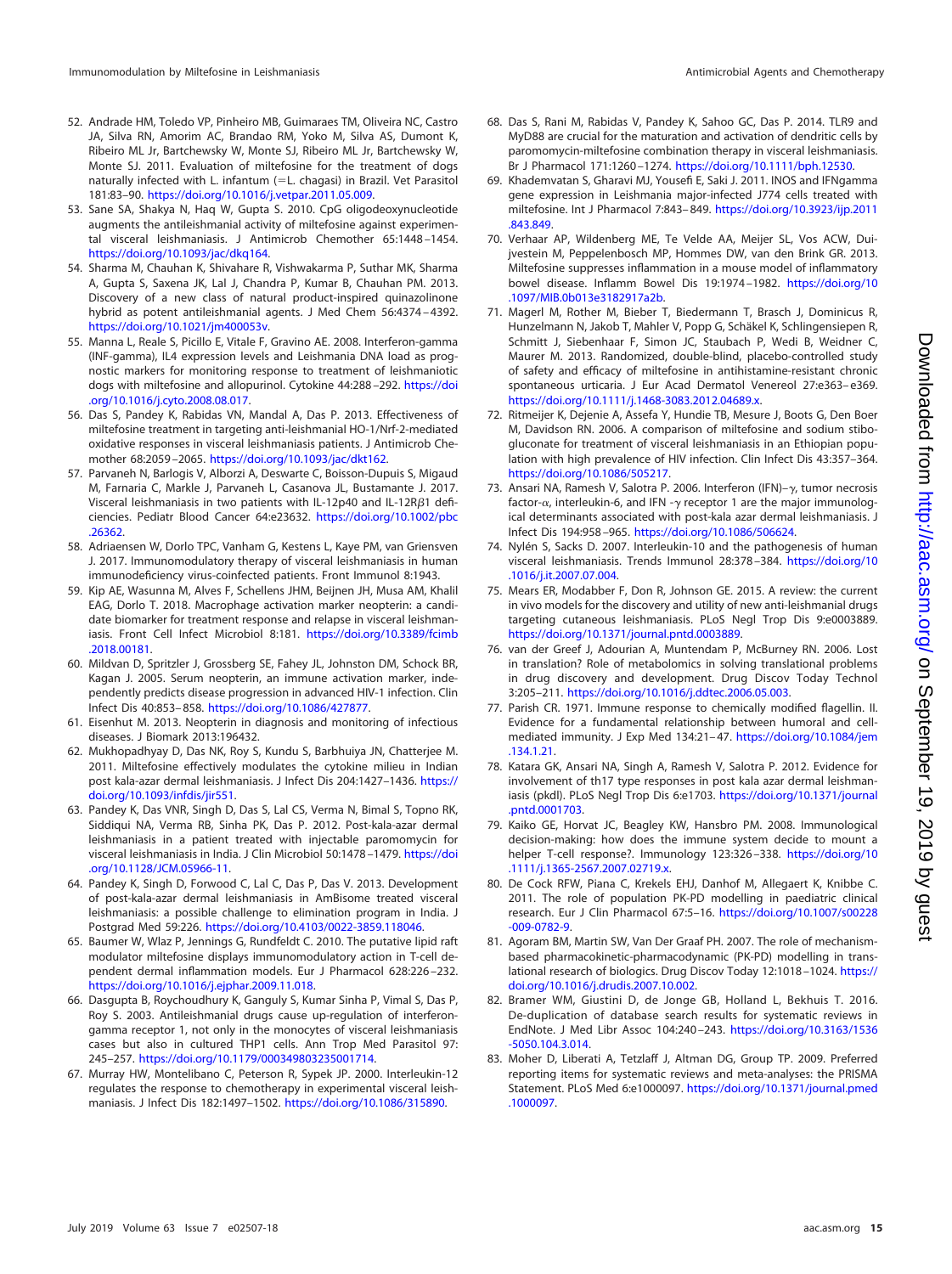52. Andrade HM, Toledo VP, Pinheiro MB, Guimaraes TM, Oliveira NC, Castro JA, Silva RN, Amorim AC, Brandao RM, Yoko M, Silva AS, Dumont K, Ribeiro ML Jr, Bartchewsky W, Monte SJ, Ribeiro ML Jr, Bartchewsky W, Monte SJ. 2011. Evaluation of miltefosine for the treatment of dogs naturally infected with L. infantum (=L. chagasi) in Brazil. Vet Parasitol 181:83–90. https://doi.org/10.1016/j.vetpar.2011.05.009.
53. Sane SA, Shakya N, Haq W, Gupta S. 2010. CpG oligodeoxynucleotide augments the antileishmanial activity of miltefosine against experimental visceral leishmaniasis. J Antimicrob Chemother 65:1448–1454. https://doi.org/10.1093/jac/dkq164.
54. Sharma M, Chauhan K, Shivahare R, Vishwakarma P, Suthar MK, Sharma A, Gupta S, Saxena JK, Lal J, Chandra P, Kumar B, Chauhan PM. 2013. Discovery of a new class of natural product-inspired quinazolinone hybrid as potent antileishmanial agents. J Med Chem 56:4374–4392. https://doi.org/10.1021/jm400053v.
55. Manna L, Reale S, Picillo E, Vitale F, Gravino AE. 2008. Interferon-gamma (INF-gamma), IL4 expression levels and Leishmania DNA load as prognostic markers for monitoring response to treatment of leishmaniotic dogs with miltefosine and allopurinol. Cytokine 44:288–292. https://doi.org/10.1016/j.cyto.2008.08.017.
56. Das S, Pandey K, Rabidas VN, Mandal A, Das P. 2013. Effectiveness of miltefosine treatment in targeting anti-leishmanial HO-1/Nrf-2-mediated oxidative responses in visceral leishmaniasis patients. J Antimicrob Chemother 68:2059–2065. https://doi.org/10.1093/jac/dkt162.
57. Parvaneh N, Barlogis V, Alborzi A, Deswarte C, Boisson-Dupuis S, Migaud M, Farnaria C, Markle J, Parvaneh L, Casanova JL, Bustamante J. 2017. Visceral leishmaniasis in two patients with IL-12p40 and IL-12Rβ1 deficiencies. Pediatr Blood Cancer 64:e23632. https://doi.org/10.1002/pbc.26362.
58. Adriaensen W, Dorlo TPC, Vanham G, Kestens L, Kaye PM, van Griensven J. 2017. Immunomodulatory therapy of visceral leishmaniasis in human immunodeficiency virus-coinfected patients. Front Immunol 8:1943.
59. Kip AE, Wasunna M, Alves F, Schellens JHM, Beijnen JH, Musa AM, Khalil EAG, Dorlo T. 2018. Macrophage activation marker neopterin: a candidate biomarker for treatment response and relapse in visceral leishmaniasis. Front Cell Infect Microbiol 8:181. https://doi.org/10.3389/fcimb.2018.00181.
60. Mildvan D, Spritzler J, Grossberg SE, Fahey JL, Johnston DM, Schock BR, Kagan J. 2005. Serum neopterin, an immune activation marker, independently predicts disease progression in advanced HIV-1 infection. Clin Infect Dis 40:853–858. https://doi.org/10.1086/427877.
61. Eisenhut M. 2013. Neopterin in diagnosis and monitoring of infectious diseases. J Biomark 2013:196432.
62. Mukhopadhyay D, Das NK, Roy S, Kundu S, Barbhuiya JN, Chatterjee M. 2011. Miltefosine effectively modulates the cytokine milieu in Indian post kala-azar dermal leishmaniasis. J Infect Dis 204:1427–1436. https://doi.org/10.1093/infdis/jir551.
63. Pandey K, Das VNR, Singh D, Das S, Lal CS, Verma N, Bimal S, Topno RK, Siddiqui NA, Verma RB, Sinha PK, Das P. 2012. Post-kala-azar dermal leishmaniasis in a patient treated with injectable paromomycin for visceral leishmaniasis in India. J Clin Microbiol 50:1478–1479. https://doi.org/10.1128/JCM.05966-11.
64. Pandey K, Singh D, Forwood C, Lal C, Das P, Das V. 2013. Development of post-kala-azar dermal leishmaniasis in AmBisome treated visceral leishmaniasis: a possible challenge to elimination program in India. J Postgrad Med 59:226. https://doi.org/10.4103/0022-3859.118046.
65. Baumer W, Wlaz P, Jennings G, Rundfeldt C. 2010. The putative lipid raft modulator miltefosine displays immunomodulatory action in T-cell dependent dermal inflammation models. Eur J Pharmacol 628:226–232. https://doi.org/10.1016/j.ejphar.2009.11.018.
66. Dasgupta B, Roychoudhury K, Ganguly S, Kumar Sinha P, Vimal S, Das P, Roy S. 2003. Antileishmanial drugs cause up-regulation of interferon-gamma receptor 1, not only in the monocytes of visceral leishmaniasis cases but also in cultured THP1 cells. Ann Trop Med Parasitol 97:245–257. https://doi.org/10.1179/000349803235001714.
67. Murray HW, Montelibano C, Peterson R, Sypek JP. 2000. Interleukin-12 regulates the response to chemotherapy in experimental visceral leishmaniasis. J Infect Dis 182:1497–1502. https://doi.org/10.1086/315890.
68. Das S, Rani M, Rabidas V, Pandey K, Sahoo GC, Das P. 2014. TLR9 and MyD88 are crucial for the maturation and activation of dendritic cells by paromomycin-miltefosine combination therapy in visceral leishmaniasis. Br J Pharmacol 171:1260–1274. https://doi.org/10.1111/bph.12530.
69. Khademvatan S, Gharavi MJ, Yousefi E, Saki J. 2011. INOS and IFNgamma gene expression in Leishmania major-infected J774 cells treated with miltefosine. Int J Pharmacol 7:843–849. https://doi.org/10.3923/ijp.2011.843.849.
70. Verhaar AP, Wildenberg ME, Te Velde AA, Meijer SL, Vos ACW, Duijvestein M, Peppelenbosch MP, Hommes DW, van den Brink GR. 2013. Miltefosine suppresses inflammation in a mouse model of inflammatory bowel disease. Inflamm Bowel Dis 19:1974–1982. https://doi.org/10.1097/MIB.0b013e3182917a2b.
71. Magerl M, Rother M, Bieber T, Biedermann T, Brasch J, Dominicus R, Hunzelmann N, Jakob T, Mahler V, Popp G, Schäkel K, Schlingensiepen R, Schmitt J, Siebenhaar F, Simon JC, Staubach P, Wedi B, Weidner C, Maurer M. 2013. Randomized, double-blind, placebo-controlled study of safety and efficacy of miltefosine in antihistamine-resistant chronic spontaneous urticaria. J Eur Acad Dermatol Venereol 27:e363–e369. https://doi.org/10.1111/j.1468-3083.2012.04689.x.
72. Ritmeijer K, Dejenie A, Assefa Y, Hundie TB, Mesure J, Boots G, Den Boer M, Davidson RN. 2006. A comparison of miltefosine and sodium stibogluconate for treatment of visceral leishmaniasis in an Ethiopian population with high prevalence of HIV infection. Clin Infect Dis 43:357–364. https://doi.org/10.1086/505217.
73. Ansari NA, Ramesh V, Salotra P. 2006. Interferon (IFN)–γ, tumor necrosis factor-α, interleukin-6, and IFN -γ receptor 1 are the major immunological determinants associated with post-kala azar dermal leishmaniasis. J Infect Dis 194:958–965. https://doi.org/10.1086/506624.
74. Nylén S, Sacks D. 2007. Interleukin-10 and the pathogenesis of human visceral leishmaniasis. Trends Immunol 28:378–384. https://doi.org/10.1016/j.it.2007.07.004.
75. Mears ER, Modabber F, Don R, Johnson GE. 2015. A review: the current in vivo models for the discovery and utility of new anti-leishmanial drugs targeting cutaneous leishmaniasis. PLoS Negl Trop Dis 9:e0003889. https://doi.org/10.1371/journal.pntd.0003889.
76. van der Greef J, Adourian A, Muntendam P, McBurney RN. 2006. Lost in translation? Role of metabolomics in solving translational problems in drug discovery and development. Drug Discov Today Technol 3:205–211. https://doi.org/10.1016/j.ddtec.2006.05.003.
77. Parish CR. 1971. Immune response to chemically modified flagellin. II. Evidence for a fundamental relationship between humoral and cell-mediated immunity. J Exp Med 134:21–47. https://doi.org/10.1084/jem.134.1.21.
78. Katara GK, Ansari NA, Singh A, Ramesh V, Salotra P. 2012. Evidence for involvement of th17 type responses in post kala azar dermal leishmaniasis (pkdl). PLoS Negl Trop Dis 6:e1703. https://doi.org/10.1371/journal.pntd.0001703.
79. Kaiko GE, Horvat JC, Beagley KW, Hansbro PM. 2008. Immunological decision-making: how does the immune system decide to mount a helper T-cell response?. Immunology 123:326–338. https://doi.org/10.1111/j.1365-2567.2007.02719.x.
80. De Cock RFW, Piana C, Krekels EHJ, Danhof M, Allegaert K, Knibbe C. 2011. The role of population PK-PD modelling in paediatric clinical research. Eur J Clin Pharmacol 67:5–16. https://doi.org/10.1007/s00228-009-0782-9.
81. Agoram BM, Martin SW, Van Der Graaf PH. 2007. The role of mechanism-based pharmacokinetic-pharmacodynamic (PK-PD) modelling in translational research of biologics. Drug Discov Today 12:1018–1024. https://doi.org/10.1016/j.drudis.2007.10.002.
82. Bramer WM, Giustini D, de Jonge GB, Holland L, Bekhuis T. 2016. De-duplication of database search results for systematic reviews in EndNote. J Med Libr Assoc 104:240–243. https://doi.org/10.3163/1536-5050.104.3.014.
83. Moher D, Liberati A, Tetzlaff J, Altman DG, Group TP. 2009. Preferred reporting items for systematic reviews and meta-analyses: the PRISMA Statement. PLoS Med 6:e1000097. https://doi.org/10.1371/journal.pmed.1000097.